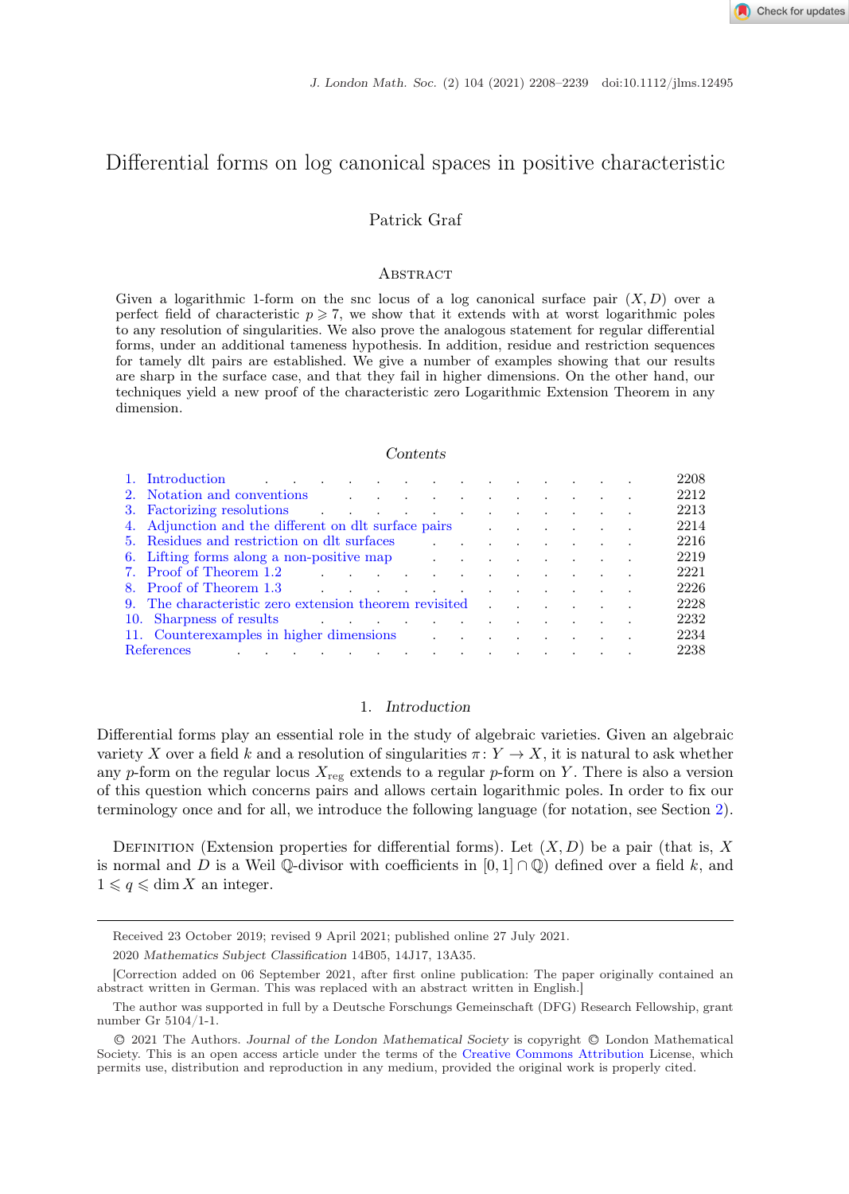# Differential forms on log canonical spaces in positive characteristic

Patrick Graf

## Abstract

Given a logarithmic 1-form on the snc locus of a log canonical surface pair $(X, D)$ over a perfect field of characteristic $p \geqslant 7$, we show that it extends with at worst logarithmic poles to any resolution of singularities. We also prove the analogous statement for regular differential forms, under an additional tameness hypothesis. In addition, residue and restriction sequences for tamely dlt pairs are established. We give a number of examples showing that our results are sharp in the surface case, and that they fail in higher dimensions. On the other hand, our techniques yield a new proof of the characteristic zero Logarithmic Extension Theorem in any dimension.

## Contents

| | | |
|---|---|---|
| 1. | Introduction | 2208 |
| 2. | Notation and conventions | 2212 |
| 3. | Factorizing resolutions | 2213 |
| 4. | Adjunction and the different on dlt surface pairs | 2214 |
| 5. | Residues and restriction on dlt surfaces | 2216 |
| 6. | Lifting forms along a non-positive map | 2219 |
| 7. | Proof of Theorem 1.2 | 2221 |
| 8. | Proof of Theorem 1.3 | 2226 |
| 9. | The characteristic zero extension theorem revisited | 2228 |
| 10. | Sharpness of results | 2232 |
| 11. | Counterexamples in higher dimensions | 2234 |
| | References | 2238 |

## 1. *Introduction*

Differential forms play an essential role in the study of algebraic varieties. Given an algebraic variety $X$ over a field $k$ and a resolution of singularities $\pi\colon Y \to X$, it is natural to ask whether any $p$-form on the regular locus $X_{\mathrm{reg}}$ extends to a regular $p$-form on $Y$. There is also a version of this question which concerns pairs and allows certain logarithmic poles. In order to fix our terminology once and for all, we introduce the following language (for notation, see Section 2).

Definition (Extension properties for differential forms). Let $(X, D)$ be a pair (that is, $X$ is normal and $D$ is a Weil $\mathbb{Q}$-divisor with coefficients in $[0, 1] \cap \mathbb{Q}$) defined over a field $k$, and $1 \leqslant q \leqslant \dim X$ an integer.

Received 23 October 2019; revised 9 April 2021; published online 27 July 2021.

2020 *Mathematics Subject Classification* 14B05, 14J17, 13A35.

[Correction added on 06 September 2021, after first online publication: The paper originally contained an abstract written in German. This was replaced with an abstract written in English.]

The author was supported in full by a Deutsche Forschungs Gemeinschaft (DFG) Research Fellowship, grant number Gr 5104/1-1.

© 2021 The Authors. *Journal of the London Mathematical Society* is copyright © London Mathematical Society. This is an open access article under the terms of the Creative Commons Attribution License, which permits use, distribution and reproduction in any medium, provided the original work is properly cited.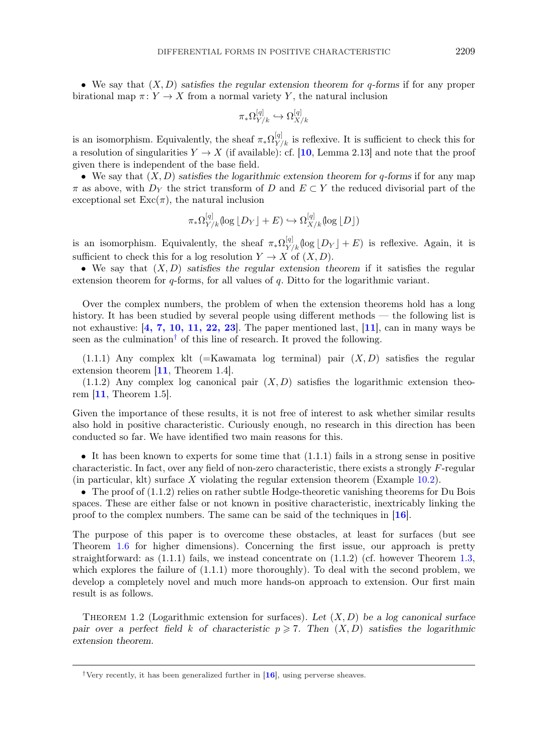- We say that $(X, D)$ *satisfies the regular extension theorem for $q$-forms* if for any proper birational map $\pi\colon Y \to X$ from a normal variety $Y$, the natural inclusion

$$\pi_* \Omega^{[q]}_{Y/k} \hookrightarrow \Omega^{[q]}_{X/k}$$

is an isomorphism. Equivalently, the sheaf $\pi_* \Omega^{[q]}_{Y/k}$ is reflexive. It is sufficient to check this for a resolution of singularities $Y \to X$ (if available): cf. [10, Lemma 2.13] and note that the proof given there is independent of the base field.

- We say that $(X, D)$ *satisfies the logarithmic extension theorem for $q$-forms* if for any map $\pi$ as above, with $D_Y$ the strict transform of $D$ and $E \subset Y$ the reduced divisorial part of the exceptional set $\mathrm{Exc}(\pi)$, the natural inclusion

$$\pi_* \Omega^{[q]}_{Y/k}(\log \lfloor D_Y \rfloor + E) \hookrightarrow \Omega^{[q]}_{X/k}(\log \lfloor D \rfloor)$$

is an isomorphism. Equivalently, the sheaf $\pi_* \Omega^{[q]}_{Y/k}(\log \lfloor D_Y \rfloor + E)$ is reflexive. Again, it is sufficient to check this for a log resolution $Y \to X$ of $(X, D)$.

- We say that $(X, D)$ *satisfies the regular extension theorem* if it satisfies the regular extension theorem for $q$-forms, for all values of $q$. Ditto for the logarithmic variant.

Over the complex numbers, the problem of when the extension theorems hold has a long history. It has been studied by several people using different methods — the following list is not exhaustive: [4, 7, 10, 11, 22, 23]. The paper mentioned last, [11], can in many ways be seen as the culmination[†] of this line of research. It proved the following.

(1.1.1) Any complex klt (=Kawamata log terminal) pair $(X, D)$ satisfies the regular extension theorem [11, Theorem 1.4].

(1.1.2) Any complex log canonical pair $(X, D)$ satisfies the logarithmic extension theorem [11, Theorem 1.5].

Given the importance of these results, it is not free of interest to ask whether similar results also hold in positive characteristic. Curiously enough, no research in this direction has been conducted so far. We have identified two main reasons for this.

- It has been known to experts for some time that (1.1.1) fails in a strong sense in positive characteristic. In fact, over any field of non-zero characteristic, there exists a strongly $F$-regular (in particular, klt) surface $X$ violating the regular extension theorem (Example 10.2).
- The proof of (1.1.2) relies on rather subtle Hodge-theoretic vanishing theorems for Du Bois spaces. These are either false or not known in positive characteristic, inextricably linking the proof to the complex numbers. The same can be said of the techniques in [16].

The purpose of this paper is to overcome these obstacles, at least for surfaces (but see Theorem 1.6 for higher dimensions). Concerning the first issue, our approach is pretty straightforward: as (1.1.1) fails, we instead concentrate on (1.1.2) (cf. however Theorem 1.3, which explores the failure of (1.1.1) more thoroughly). To deal with the second problem, we develop a completely novel and much more hands-on approach to extension. Our first main result is as follows.

THEOREM 1.2 (Logarithmic extension for surfaces). *Let $(X, D)$ be a log canonical surface pair over a perfect field $k$ of characteristic $p \geqslant 7$. Then $(X, D)$ satisfies the logarithmic extension theorem.*

---

[†] Very recently, it has been generalized further in [16], using perverse sheaves.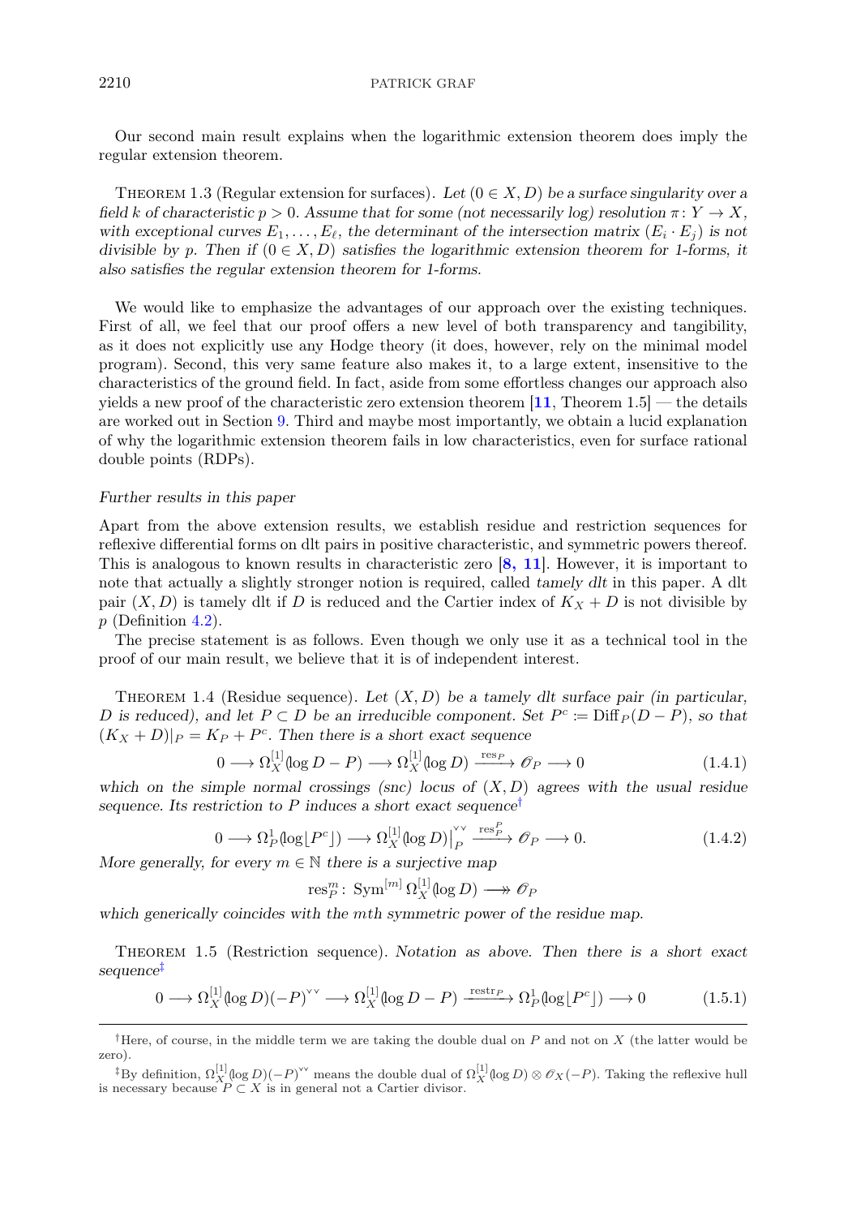Our second main result explains when the logarithmic extension theorem does imply the regular extension theorem.

Theorem 1.3 (Regular extension for surfaces). *Let $(0 \in X, D)$ be a surface singularity over a field $k$ of characteristic $p > 0$. Assume that for some (not necessarily log) resolution $\pi\colon Y \to X$, with exceptional curves $E_1, \ldots, E_\ell$, the determinant of the intersection matrix $(E_i \cdot E_j)$ is not divisible by $p$. Then if $(0 \in X, D)$ satisfies the logarithmic extension theorem for 1-forms, it also satisfies the regular extension theorem for 1-forms.*

We would like to emphasize the advantages of our approach over the existing techniques. First of all, we feel that our proof offers a new level of both transparency and tangibility, as it does not explicitly use any Hodge theory (it does, however, rely on the minimal model program). Second, this very same feature also makes it, to a large extent, insensitive to the characteristics of the ground field. In fact, aside from some effortless changes our approach also yields a new proof of the characteristic zero extension theorem [**11**, Theorem 1.5] — the details are worked out in Section 9. Third and maybe most importantly, we obtain a lucid explanation of why the logarithmic extension theorem fails in low characteristics, even for surface rational double points (RDPs).

*Further results in this paper*

Apart from the above extension results, we establish residue and restriction sequences for reflexive differential forms on dlt pairs in positive characteristic, and symmetric powers thereof. This is analogous to known results in characteristic zero [**8, 11**]. However, it is important to note that actually a slightly stronger notion is required, called *tamely dlt* in this paper. A dlt pair $(X, D)$ is tamely dlt if $D$ is reduced and the Cartier index of $K_X + D$ is not divisible by $p$ (Definition 4.2).

The precise statement is as follows. Even though we only use it as a technical tool in the proof of our main result, we believe that it is of independent interest.

Theorem 1.4 (Residue sequence). *Let $(X, D)$ be a tamely dlt surface pair (in particular, $D$ is reduced), and let $P \subset D$ be an irreducible component. Set $P^c := \operatorname{Diff}_P(D - P)$, so that $(K_X + D)|_P = K_P + P^c$. Then there is a short exact sequence*

$$0 \longrightarrow \Omega_X^{[1]}(\log D - P) \longrightarrow \Omega_X^{[1]}(\log D) \xrightarrow{\ \operatorname{res}_P\ } \mathscr{O}_P \longrightarrow 0 \tag{1.4.1}$$

*which on the simple normal crossings (snc) locus of $(X, D)$ agrees with the usual residue sequence. Its restriction to $P$ induces a short exact sequence*[†]

$$0 \longrightarrow \Omega_P^1(\log \lfloor P^c \rfloor) \longrightarrow \Omega_X^{[1]}(\log D)\big|_P^{\vee\vee} \xrightarrow{\ \operatorname{res}_P^P\ } \mathscr{O}_P \longrightarrow 0. \tag{1.4.2}$$

*More generally, for every $m \in \mathbb{N}$ there is a surjective map*

$$\operatorname{res}_P^m\colon \operatorname{Sym}^{[m]} \Omega_X^{[1]}(\log D) \longrightarrow\!\!\!\!\!\rightarrow \mathscr{O}_P$$

*which generically coincides with the $m$th symmetric power of the residue map.*

Theorem 1.5 (Restriction sequence). *Notation as above. Then there is a short exact sequence*[‡]

$$0 \longrightarrow \Omega_X^{[1]}(\log D)(-P)^{\vee\vee} \longrightarrow \Omega_X^{[1]}(\log D - P) \xrightarrow{\ \operatorname{restr}_P\ } \Omega_P^1(\log \lfloor P^c \rfloor) \longrightarrow 0 \tag{1.5.1}$$

---

[†] Here, of course, in the middle term we are taking the double dual on $P$ and not on $X$ (the latter would be zero).

[‡] By definition, $\Omega_X^{[1]}(\log D)(-P)^{\vee\vee}$ means the double dual of $\Omega_X^{[1]}(\log D) \otimes \mathscr{O}_X(-P)$. Taking the reflexive hull is necessary because $P \subset X$ is in general not a Cartier divisor.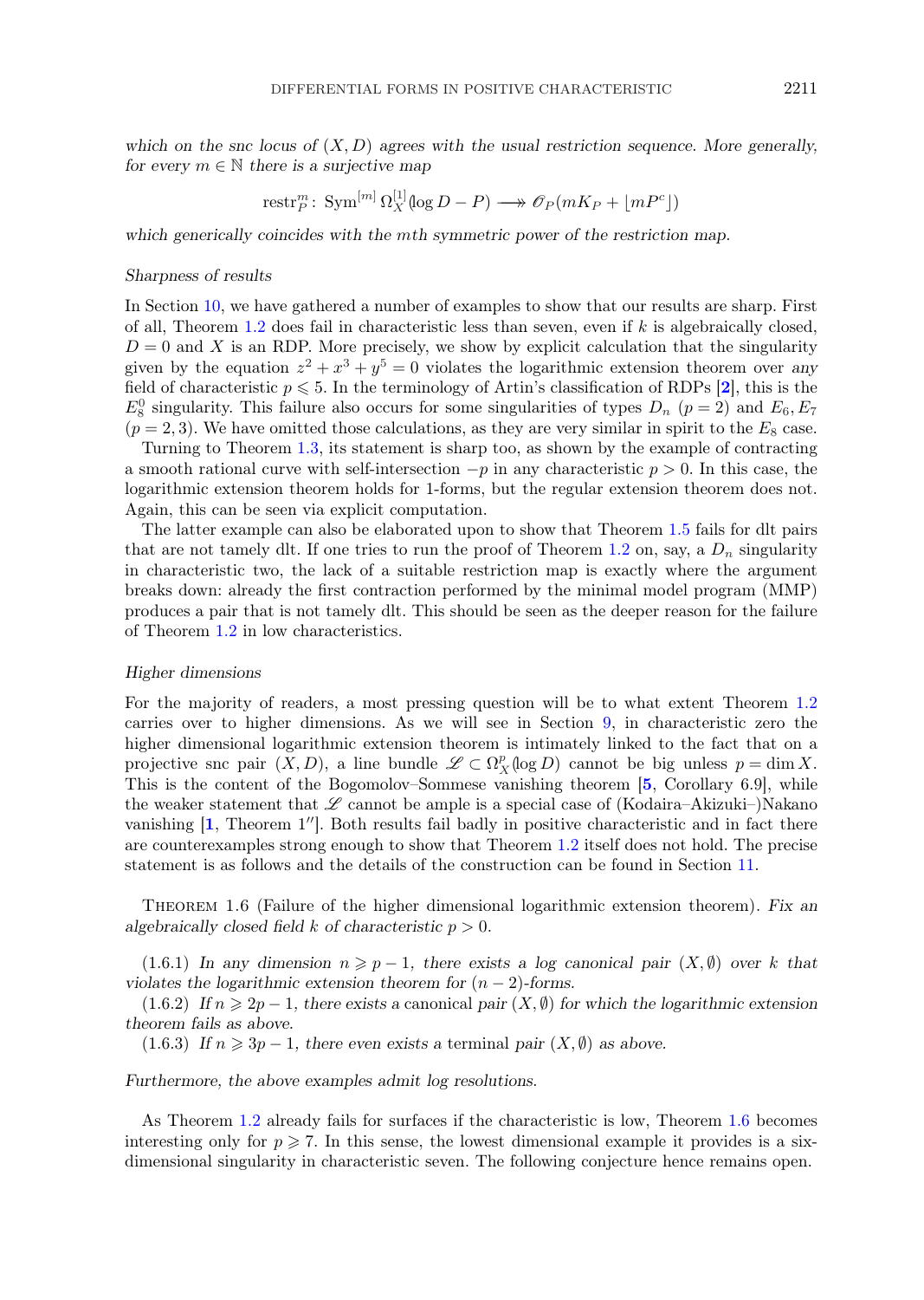*which on the snc locus of $(X, D)$ agrees with the usual restriction sequence. More generally, for every $m \in \mathbb{N}$ there is a surjective map*

$$\mathrm{restr}_P^m \colon \mathrm{Sym}^{[m]}\, \Omega_X^{[1]}(\log D - P) \longrightarrow\!\!\!\!\!\rightarrow \mathscr{O}_P(mK_P + \lfloor mP^c \rfloor)$$

*which generically coincides with the mth symmetric power of the restriction map.*

### *Sharpness of results*

In Section 10, we have gathered a number of examples to show that our results are sharp. First of all, Theorem 1.2 does fail in characteristic less than seven, even if $k$ is algebraically closed, $D = 0$ and $X$ is an RDP. More precisely, we show by explicit calculation that the singularity given by the equation $z^2 + x^3 + y^5 = 0$ violates the logarithmic extension theorem over *any* field of characteristic $p \leqslant 5$. In the terminology of Artin's classification of RDPs [**2**], this is the $E_8^0$ singularity. This failure also occurs for some singularities of types $D_n$ $(p = 2)$ and $E_6, E_7$ $(p = 2, 3)$. We have omitted those calculations, as they are very similar in spirit to the $E_8$ case.

Turning to Theorem 1.3, its statement is sharp too, as shown by the example of contracting a smooth rational curve with self-intersection $-p$ in any characteristic $p > 0$. In this case, the logarithmic extension theorem holds for 1-forms, but the regular extension theorem does not. Again, this can be seen via explicit computation.

The latter example can also be elaborated upon to show that Theorem 1.5 fails for dlt pairs that are not tamely dlt. If one tries to run the proof of Theorem 1.2 on, say, a $D_n$ singularity in characteristic two, the lack of a suitable restriction map is exactly where the argument breaks down: already the first contraction performed by the minimal model program (MMP) produces a pair that is not tamely dlt. This should be seen as the deeper reason for the failure of Theorem 1.2 in low characteristics.

### *Higher dimensions*

For the majority of readers, a most pressing question will be to what extent Theorem 1.2 carries over to higher dimensions. As we will see in Section 9, in characteristic zero the higher dimensional logarithmic extension theorem is intimately linked to the fact that on a projective snc pair $(X, D)$, a line bundle $\mathscr{L} \subset \Omega_X^p(\log D)$ cannot be big unless $p = \dim X$. This is the content of the Bogomolov–Sommese vanishing theorem [**5**, Corollary 6.9], while the weaker statement that $\mathscr{L}$ cannot be ample is a special case of (Kodaira–Akizuki–)Nakano vanishing [**1**, Theorem 1′′]. Both results fail badly in positive characteristic and in fact there are counterexamples strong enough to show that Theorem 1.2 itself does not hold. The precise statement is as follows and the details of the construction can be found in Section 11.

Theorem 1.6 (Failure of the higher dimensional logarithmic extension theorem). *Fix an algebraically closed field $k$ of characteristic $p > 0$.*

(1.6.1) *In any dimension $n \geqslant p - 1$, there exists a log canonical pair $(X, \emptyset)$ over $k$ that violates the logarithmic extension theorem for $(n - 2)$-forms.*

(1.6.2) *If $n \geqslant 2p - 1$, there exists a canonical pair $(X, \emptyset)$ for which the logarithmic extension theorem fails as above.*

(1.6.3) *If $n \geqslant 3p - 1$, there even exists a terminal pair $(X, \emptyset)$ as above.*

*Furthermore, the above examples admit log resolutions.*

As Theorem 1.2 already fails for surfaces if the characteristic is low, Theorem 1.6 becomes interesting only for $p \geqslant 7$. In this sense, the lowest dimensional example it provides is a six-dimensional singularity in characteristic seven. The following conjecture hence remains open.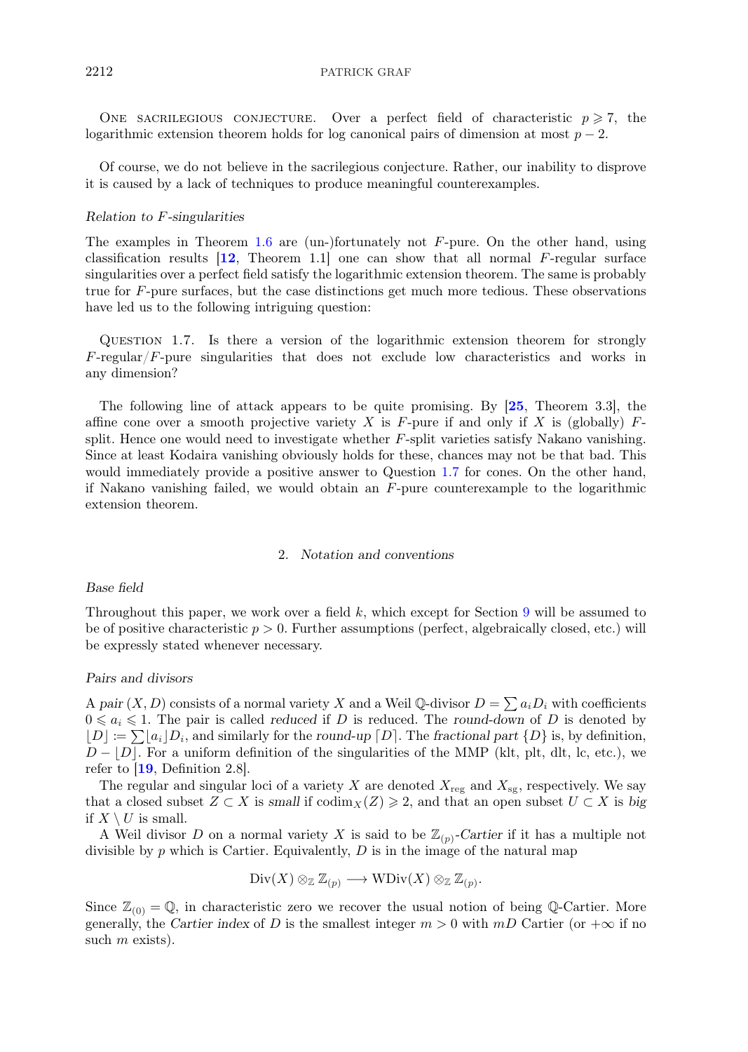One sacrilegious conjecture. Over a perfect field of characteristic $p \geqslant 7$, the logarithmic extension theorem holds for log canonical pairs of dimension at most $p - 2$.

Of course, we do not believe in the sacrilegious conjecture. Rather, our inability to disprove it is caused by a lack of techniques to produce meaningful counterexamples.

*Relation to F-singularities*

The examples in Theorem 1.6 are (un-)fortunately not $F$-pure. On the other hand, using classification results [**12**, Theorem 1.1] one can show that all normal $F$-regular surface singularities over a perfect field satisfy the logarithmic extension theorem. The same is probably true for $F$-pure surfaces, but the case distinctions get much more tedious. These observations have led us to the following intriguing question:

Question 1.7. Is there a version of the logarithmic extension theorem for strongly $F$-regular/$F$-pure singularities that does not exclude low characteristics and works in any dimension?

The following line of attack appears to be quite promising. By [**25**, Theorem 3.3], the affine cone over a smooth projective variety $X$ is $F$-pure if and only if $X$ is (globally) $F$-split. Hence one would need to investigate whether $F$-split varieties satisfy Nakano vanishing. Since at least Kodaira vanishing obviously holds for these, chances may not be that bad. This would immediately provide a positive answer to Question 1.7 for cones. On the other hand, if Nakano vanishing failed, we would obtain an $F$-pure counterexample to the logarithmic extension theorem.

## 2. *Notation and conventions*

*Base field*

Throughout this paper, we work over a field $k$, which except for Section 9 will be assumed to be of positive characteristic $p > 0$. Further assumptions (perfect, algebraically closed, etc.) will be expressly stated whenever necessary.

*Pairs and divisors*

A *pair* $(X, D)$ consists of a normal variety $X$ and a Weil $\mathbb{Q}$-divisor $D = \sum a_i D_i$ with coefficients $0 \leqslant a_i \leqslant 1$. The pair is called *reduced* if $D$ is reduced. The *round-down* of $D$ is denoted by $\lfloor D \rfloor := \sum \lfloor a_i \rfloor D_i$, and similarly for the *round-up* $\lceil D \rceil$. The *fractional part* $\{D\}$ is, by definition, $D - \lfloor D \rfloor$. For a uniform definition of the singularities of the MMP (klt, plt, dlt, lc, etc.), we refer to [**19**, Definition 2.8].

The regular and singular loci of a variety $X$ are denoted $X_{\mathrm{reg}}$ and $X_{\mathrm{sg}}$, respectively. We say that a closed subset $Z \subset X$ is *small* if $\operatorname{codim}_X(Z) \geqslant 2$, and that an open subset $U \subset X$ is *big* if $X \setminus U$ is small.

A Weil divisor $D$ on a normal variety $X$ is said to be $\mathbb{Z}_{(p)}$*-Cartier* if it has a multiple not divisible by $p$ which is Cartier. Equivalently, $D$ is in the image of the natural map

$$\operatorname{Div}(X) \otimes_{\mathbb{Z}} \mathbb{Z}_{(p)} \longrightarrow \operatorname{WDiv}(X) \otimes_{\mathbb{Z}} \mathbb{Z}_{(p)}.$$

Since $\mathbb{Z}_{(0)} = \mathbb{Q}$, in characteristic zero we recover the usual notion of being $\mathbb{Q}$-Cartier. More generally, the *Cartier index* of $D$ is the smallest integer $m > 0$ with $mD$ Cartier (or $+\infty$ if no such $m$ exists).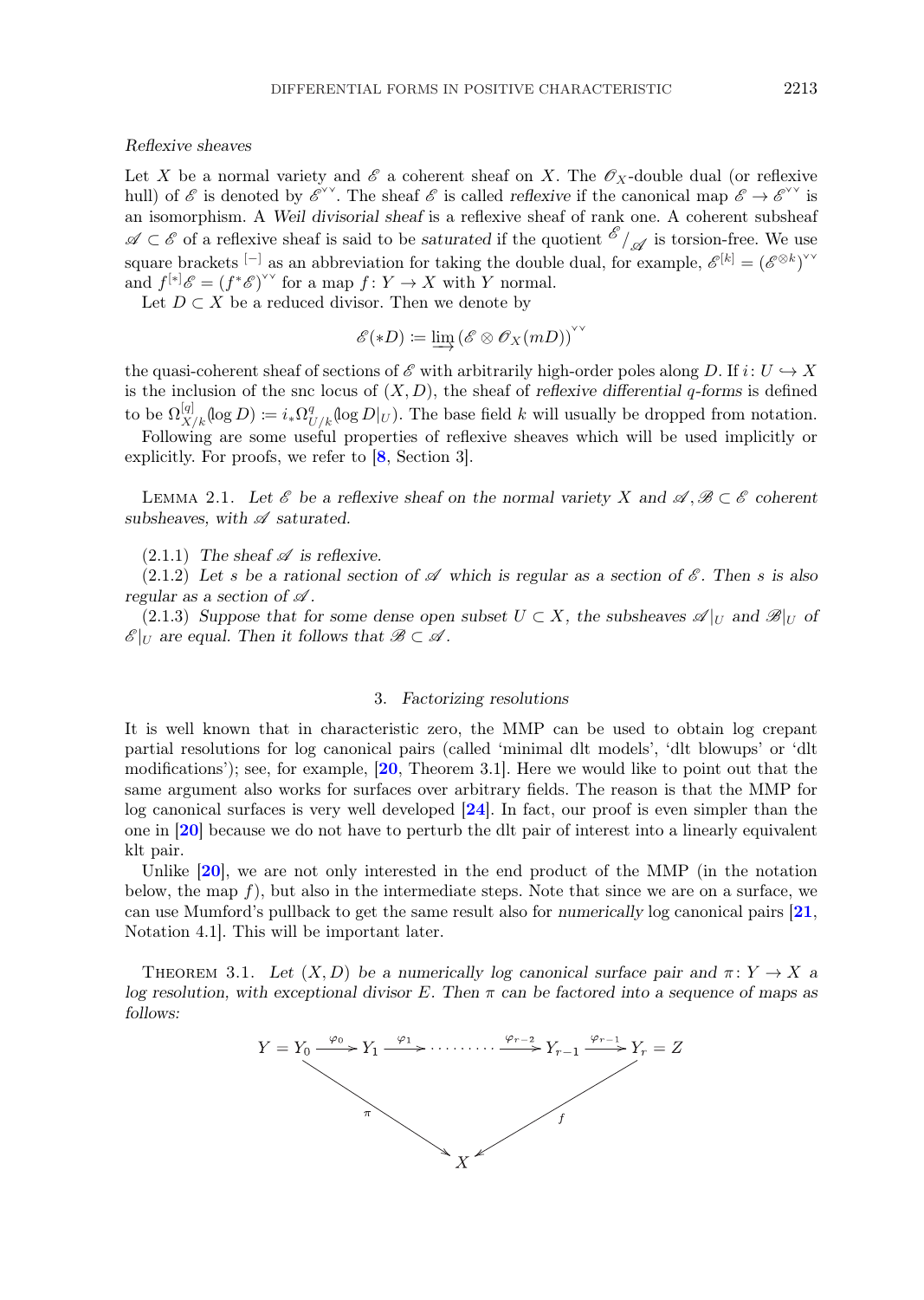*Reflexive sheaves*

Let $X$ be a normal variety and $\mathscr{E}$ a coherent sheaf on $X$. The $\mathscr{O}_X$-double dual (or reflexive hull) of $\mathscr{E}$ is denoted by $\mathscr{E}^{\vee\vee}$. The sheaf $\mathscr{E}$ is called *reflexive* if the canonical map $\mathscr{E} \to \mathscr{E}^{\vee\vee}$ is an isomorphism. A *Weil divisorial sheaf* is a reflexive sheaf of rank one. A coherent subsheaf $\mathscr{A} \subset \mathscr{E}$ of a reflexive sheaf is said to be *saturated* if the quotient $\mathscr{E}/_{\mathscr{A}}$ is torsion-free. We use square brackets $^{[-]}$ as an abbreviation for taking the double dual, for example, $\mathscr{E}^{[k]} = (\mathscr{E}^{\otimes k})^{\vee\vee}$ and $f^{[*]}\mathscr{E} = (f^*\mathscr{E})^{\vee\vee}$ for a map $f\colon Y \to X$ with $Y$ normal.

Let $D \subset X$ be a reduced divisor. Then we denote by

$$\mathscr{E}(*D) := \varinjlim \left(\mathscr{E} \otimes \mathscr{O}_X(mD)\right)^{\vee\vee}$$

the quasi-coherent sheaf of sections of $\mathscr{E}$ with arbitrarily high-order poles along $D$. If $i\colon U \hookrightarrow X$ is the inclusion of the snc locus of $(X, D)$, the sheaf of *reflexive differential $q$-forms* is defined to be $\Omega^{[q]}_{X/k}(\log D) := i_*\Omega^q_{U/k}(\log D|_U)$. The base field $k$ will usually be dropped from notation.

Following are some useful properties of reflexive sheaves which will be used implicitly or explicitly. For proofs, we refer to [8, Section 3].

Lemma 2.1. *Let $\mathscr{E}$ be a reflexive sheaf on the normal variety $X$ and $\mathscr{A}, \mathscr{B} \subset \mathscr{E}$ coherent subsheaves, with $\mathscr{A}$ saturated.*

(2.1.1) *The sheaf $\mathscr{A}$ is reflexive.*

(2.1.2) *Let $s$ be a rational section of $\mathscr{A}$ which is regular as a section of $\mathscr{E}$. Then $s$ is also regular as a section of $\mathscr{A}$.*

(2.1.3) *Suppose that for some dense open subset $U \subset X$, the subsheaves $\mathscr{A}|_U$ and $\mathscr{B}|_U$ of $\mathscr{E}|_U$ are equal. Then it follows that $\mathscr{B} \subset \mathscr{A}$.*

## 3. *Factorizing resolutions*

It is well known that in characteristic zero, the MMP can be used to obtain log crepant partial resolutions for log canonical pairs (called 'minimal dlt models', 'dlt blowups' or 'dlt modifications'); see, for example, [20, Theorem 3.1]. Here we would like to point out that the same argument also works for surfaces over arbitrary fields. The reason is that the MMP for log canonical surfaces is very well developed [24]. In fact, our proof is even simpler than the one in [20] because we do not have to perturb the dlt pair of interest into a linearly equivalent klt pair.

Unlike [20], we are not only interested in the end product of the MMP (in the notation below, the map $f$), but also in the intermediate steps. Note that since we are on a surface, we can use Mumford's pullback to get the same result also for *numerically* log canonical pairs [21, Notation 4.1]. This will be important later.

Theorem 3.1. *Let $(X, D)$ be a numerically log canonical surface pair and $\pi\colon Y \to X$ a log resolution, with exceptional divisor $E$. Then $\pi$ can be factored into a sequence of maps as follows:*

$$\begin{array}{ccccccccc} Y = Y_0 & \xrightarrow{\varphi_0} & Y_1 & \xrightarrow{\varphi_1} & \cdots\cdots\cdots & \xrightarrow{\varphi_{r-2}} & Y_{r-1} & \xrightarrow{\varphi_{r-1}} & Y_r = Z \\ & \searrow_{\pi} & & & & & & \swarrow_{f} & \\ & & & & X & & & & \end{array}$$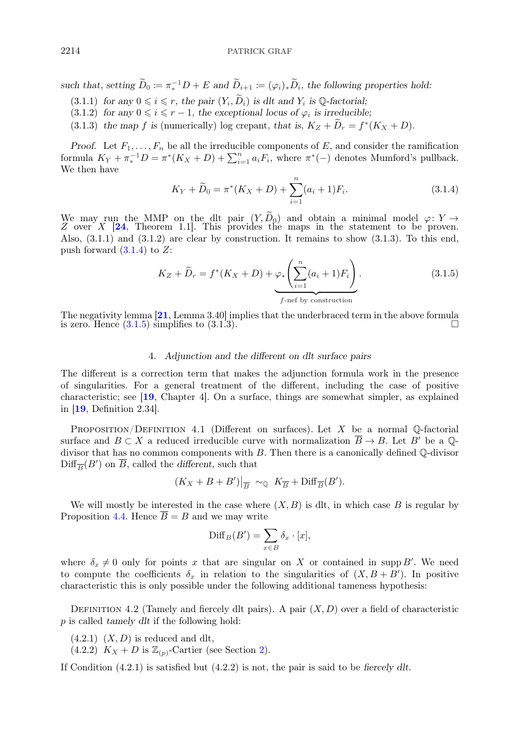*such that, setting* $\widetilde{D}_0 := \pi_*^{-1}D + E$ *and* $\widetilde{D}_{i+1} := (\varphi_i)_*\widetilde{D}_i$*, the following properties hold:*

(3.1.1) *for any* $0 \leqslant i \leqslant r$*, the pair* $(Y_i, \widetilde{D}_i)$ *is dlt and* $Y_i$ *is* $\mathbb{Q}$*-factorial;*
(3.1.2) *for any* $0 \leqslant i \leqslant r-1$*, the exceptional locus of* $\varphi_i$ *is irreducible;*
(3.1.3) *the map* $f$ *is* (numerically) log crepant*, that is,* $K_Z + \widetilde{D}_r = f^*(K_X + D)$.

*Proof.* Let $F_1, \dots, F_n$ be all the irreducible components of $E$, and consider the ramification formula $K_Y + \pi_*^{-1}D = \pi^*(K_X + D) + \sum_{i=1}^n a_i F_i$, where $\pi^*(-)$ denotes Mumford's pullback. We then have

$$K_Y + \widetilde{D}_0 = \pi^*(K_X + D) + \sum_{i=1}^n (a_i + 1) F_i. \tag{3.1.4}$$

We may run the MMP on the dlt pair $(Y, \widetilde{D}_0)$ and obtain a minimal model $\varphi\colon Y \to Z$ over $X$ [24, Theorem 1.1]. This provides the maps in the statement to be proven. Also, (3.1.1) and (3.1.2) are clear by construction. It remains to show (3.1.3). To this end, push forward (3.1.4) to $Z$:

$$K_Z + \widetilde{D}_r = f^*(K_X + D) + \underbrace{\varphi_*\left(\sum_{i=1}^n (a_i + 1) F_i\right)}_{f\text{-nef by construction}}. \tag{3.1.5}$$

The negativity lemma [21, Lemma 3.40] implies that the underbraced term in the above formula is zero. Hence (3.1.5) simplifies to (3.1.3). □

## 4. *Adjunction and the different on dlt surface pairs*

The different is a correction term that makes the adjunction formula work in the presence of singularities. For a general treatment of the different, including the case of positive characteristic; see [19, Chapter 4]. On a surface, things are somewhat simpler, as explained in [19, Definition 2.34].

Proposition/Definition 4.1 (Different on surfaces). Let $X$ be a normal $\mathbb{Q}$-factorial surface and $B \subset X$ a reduced irreducible curve with normalization $\overline{B} \to B$. Let $B'$ be a $\mathbb{Q}$-divisor that has no common components with $B$. Then there is a canonically defined $\mathbb{Q}$-divisor $\mathrm{Diff}_{\overline{B}}(B')$ on $\overline{B}$, called the *different*, such that

$$(K_X + B + B')\big|_{\overline{B}} \sim_{\mathbb{Q}} K_{\overline{B}} + \mathrm{Diff}_{\overline{B}}(B').$$

We will mostly be interested in the case where $(X, B)$ is dlt, in which case $B$ is regular by Proposition 4.4. Hence $\overline{B} = B$ and we may write

$$\mathrm{Diff}_B(B') = \sum_{x \in B} \delta_x \cdot [x],$$

where $\delta_x \neq 0$ only for points $x$ that are singular on $X$ or contained in $\operatorname{supp} B'$. We need to compute the coefficients $\delta_x$ in relation to the singularities of $(X, B + B')$. In positive characteristic this is only possible under the following additional tameness hypothesis:

Definition 4.2 (Tamely and fiercely dlt pairs). A pair $(X, D)$ over a field of characteristic $p$ is called *tamely dlt* if the following hold:

(4.2.1) $(X, D)$ is reduced and dlt,
(4.2.2) $K_X + D$ is $\mathbb{Z}_{(p)}$-Cartier (see Section 2).

If Condition (4.2.1) is satisfied but (4.2.2) is not, the pair is said to be *fiercely dlt*.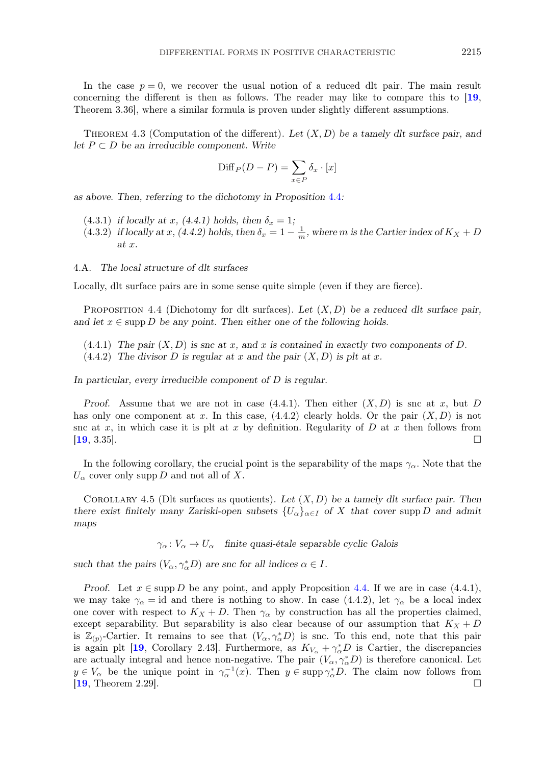In the case $p = 0$, we recover the usual notion of a reduced dlt pair. The main result concerning the different is then as follows. The reader may like to compare this to [19, Theorem 3.36], where a similar formula is proven under slightly different assumptions.

THEOREM 4.3 (Computation of the different). *Let $(X, D)$ be a tamely dlt surface pair, and let $P \subset D$ be an irreducible component. Write*

$$\operatorname{Diff}_P(D - P) = \sum_{x \in P} \delta_x \cdot [x]$$

*as above. Then, referring to the dichotomy in Proposition 4.4:*

(4.3.1) *if locally at $x$, (4.4.1) holds, then $\delta_x = 1$;*
(4.3.2) *if locally at $x$, (4.4.2) holds, then $\delta_x = 1 - \frac{1}{m}$, where $m$ is the Cartier index of $K_X + D$ at $x$.*

### 4.A. *The local structure of dlt surfaces*

Locally, dlt surface pairs are in some sense quite simple (even if they are fierce).

PROPOSITION 4.4 (Dichotomy for dlt surfaces). *Let $(X, D)$ be a reduced dlt surface pair, and let $x \in \operatorname{supp} D$ be any point. Then either one of the following holds.*

(4.4.1) *The pair $(X, D)$ is snc at $x$, and $x$ is contained in exactly two components of $D$.*
(4.4.2) *The divisor $D$ is regular at $x$ and the pair $(X, D)$ is plt at $x$.*

*In particular, every irreducible component of $D$ is regular.*

*Proof.* Assume that we are not in case (4.4.1). Then either $(X, D)$ is snc at $x$, but $D$ has only one component at $x$. In this case, (4.4.2) clearly holds. Or the pair $(X, D)$ is not snc at $x$, in which case it is plt at $x$ by definition. Regularity of $D$ at $x$ then follows from [19, 3.35]. □

In the following corollary, the crucial point is the separability of the maps $\gamma_\alpha$. Note that the $U_\alpha$ cover only $\operatorname{supp} D$ and not all of $X$.

COROLLARY 4.5 (Dlt surfaces as quotients). *Let $(X, D)$ be a tamely dlt surface pair. Then there exist finitely many Zariski-open subsets $\{U_\alpha\}_{\alpha \in I}$ of $X$ that cover $\operatorname{supp} D$ and admit maps*

$$\gamma_\alpha : V_\alpha \to U_\alpha \quad \textit{finite quasi-étale separable cyclic Galois}$$

*such that the pairs $(V_\alpha, \gamma_\alpha^* D)$ are snc for all indices $\alpha \in I$.*

*Proof.* Let $x \in \operatorname{supp} D$ be any point, and apply Proposition 4.4. If we are in case (4.4.1), we may take $\gamma_\alpha = \mathrm{id}$ and there is nothing to show. In case (4.4.2), let $\gamma_\alpha$ be a local index one cover with respect to $K_X + D$. Then $\gamma_\alpha$ by construction has all the properties claimed, except separability. But separability is also clear because of our assumption that $K_X + D$ is $\mathbb{Z}_{(p)}$-Cartier. It remains to see that $(V_\alpha, \gamma_\alpha^* D)$ is snc. To this end, note that this pair is again plt [19, Corollary 2.43]. Furthermore, as $K_{V_\alpha} + \gamma_\alpha^* D$ is Cartier, the discrepancies are actually integral and hence non-negative. The pair $(V_\alpha, \gamma_\alpha^* D)$ is therefore canonical. Let $y \in V_\alpha$ be the unique point in $\gamma_\alpha^{-1}(x)$. Then $y \in \operatorname{supp} \gamma_\alpha^* D$. The claim now follows from [19, Theorem 2.29]. □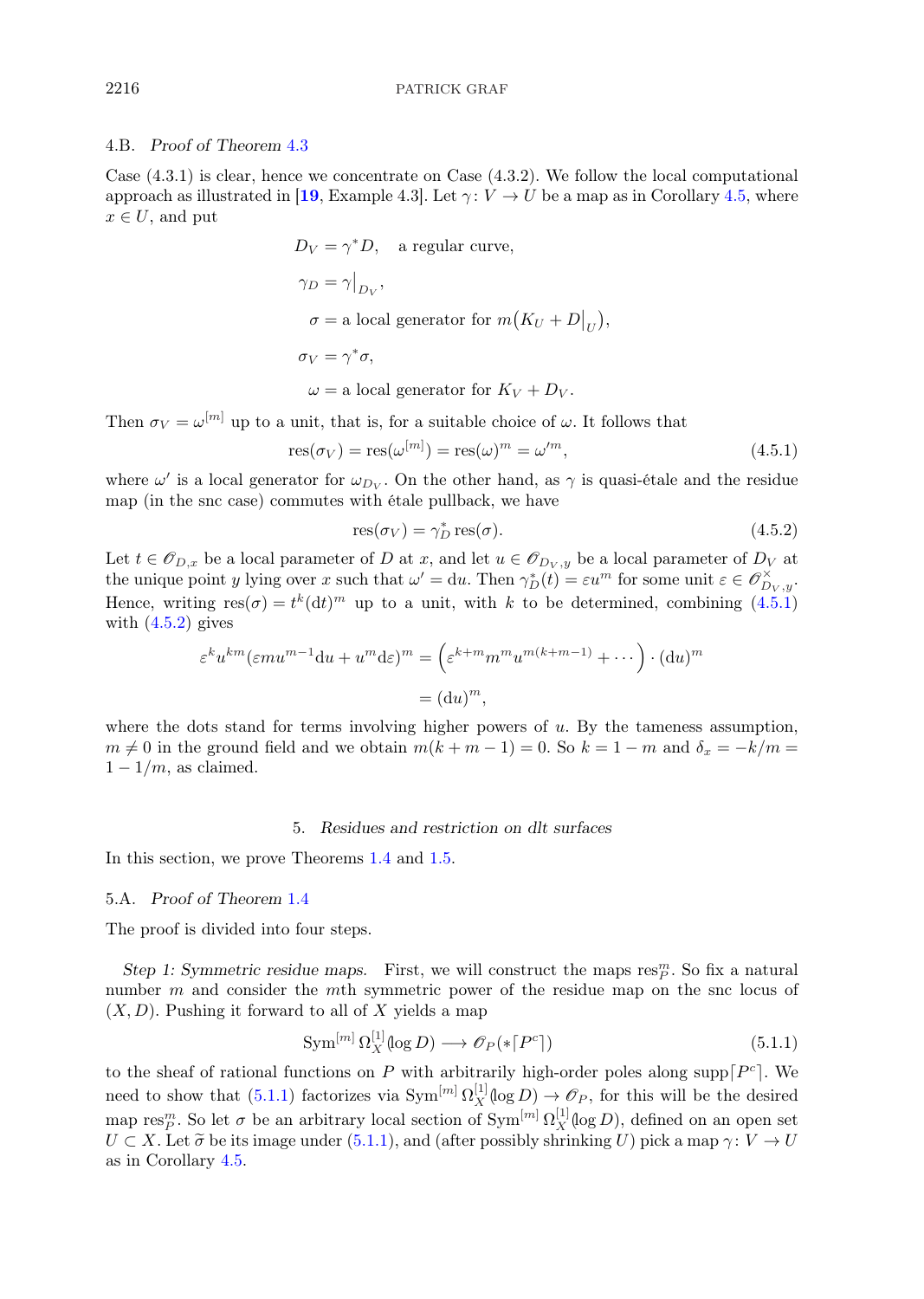### 4.B. *Proof of Theorem 4.3*

Case (4.3.1) is clear, hence we concentrate on Case (4.3.2). We follow the local computational approach as illustrated in [**19**, Example 4.3]. Let $\gamma\colon V \to U$ be a map as in Corollary 4.5, where $x \in U$, and put

$$
\begin{aligned}
D_V &= \gamma^* D, \quad \text{a regular curve,} \\
\gamma_D &= \gamma\big|_{D_V}, \\
\sigma &= \text{a local generator for } m\big(K_U + D\big|_U\big), \\
\sigma_V &= \gamma^* \sigma, \\
\omega &= \text{a local generator for } K_V + D_V.
\end{aligned}
$$

Then $\sigma_V = \omega^{[m]}$ up to a unit, that is, for a suitable choice of $\omega$. It follows that

$$
\operatorname{res}(\sigma_V) = \operatorname{res}(\omega^{[m]}) = \operatorname{res}(\omega)^m = \omega'^m, \tag{4.5.1}
$$

where $\omega'$ is a local generator for $\omega_{D_V}$. On the other hand, as $\gamma$ is quasi-étale and the residue map (in the snc case) commutes with étale pullback, we have

$$
\operatorname{res}(\sigma_V) = \gamma_D^* \operatorname{res}(\sigma). \tag{4.5.2}
$$

Let $t \in \mathscr{O}_{D,x}$ be a local parameter of $D$ at $x$, and let $u \in \mathscr{O}_{D_V,y}$ be a local parameter of $D_V$ at the unique point $y$ lying over $x$ such that $\omega' = \mathrm{d}u$. Then $\gamma_D^*(t) = \varepsilon u^m$ for some unit $\varepsilon \in \mathscr{O}_{D_V,y}^\times$. Hence, writing $\operatorname{res}(\sigma) = t^k (\mathrm{d}t)^m$ up to a unit, with $k$ to be determined, combining (4.5.1) with (4.5.2) gives

$$
\begin{aligned}
\varepsilon^k u^{km} (\varepsilon m u^{m-1} \mathrm{d}u + u^m \mathrm{d}\varepsilon)^m &= \Big(\varepsilon^{k+m} m^m u^{m(k+m-1)} + \cdots\Big) \cdot (\mathrm{d}u)^m \\
&= (\mathrm{d}u)^m,
\end{aligned}
$$

where the dots stand for terms involving higher powers of $u$. By the tameness assumption, $m \neq 0$ in the ground field and we obtain $m(k+m-1) = 0$. So $k = 1 - m$ and $\delta_x = -k/m = 1 - 1/m$, as claimed.

## 5. *Residues and restriction on dlt surfaces*

In this section, we prove Theorems 1.4 and 1.5.

### 5.A. *Proof of Theorem 1.4*

The proof is divided into four steps.

*Step 1: Symmetric residue maps.* First, we will construct the maps $\operatorname{res}_P^m$. So fix a natural number $m$ and consider the $m$th symmetric power of the residue map on the snc locus of $(X, D)$. Pushing it forward to all of $X$ yields a map

$$
\operatorname{Sym}^{[m]} \Omega_X^{[1]}(\log D) \longrightarrow \mathscr{O}_P(*\lceil P^c \rceil) \tag{5.1.1}
$$

to the sheaf of rational functions on $P$ with arbitrarily high-order poles along $\operatorname{supp}\lceil P^c \rceil$. We need to show that (5.1.1) factorizes via $\operatorname{Sym}^{[m]} \Omega_X^{[1]}(\log D) \to \mathscr{O}_P$, for this will be the desired map $\operatorname{res}_P^m$. So let $\sigma$ be an arbitrary local section of $\operatorname{Sym}^{[m]} \Omega_X^{[1]}(\log D)$, defined on an open set $U \subset X$. Let $\widetilde{\sigma}$ be its image under (5.1.1), and (after possibly shrinking $U$) pick a map $\gamma\colon V \to U$ as in Corollary 4.5.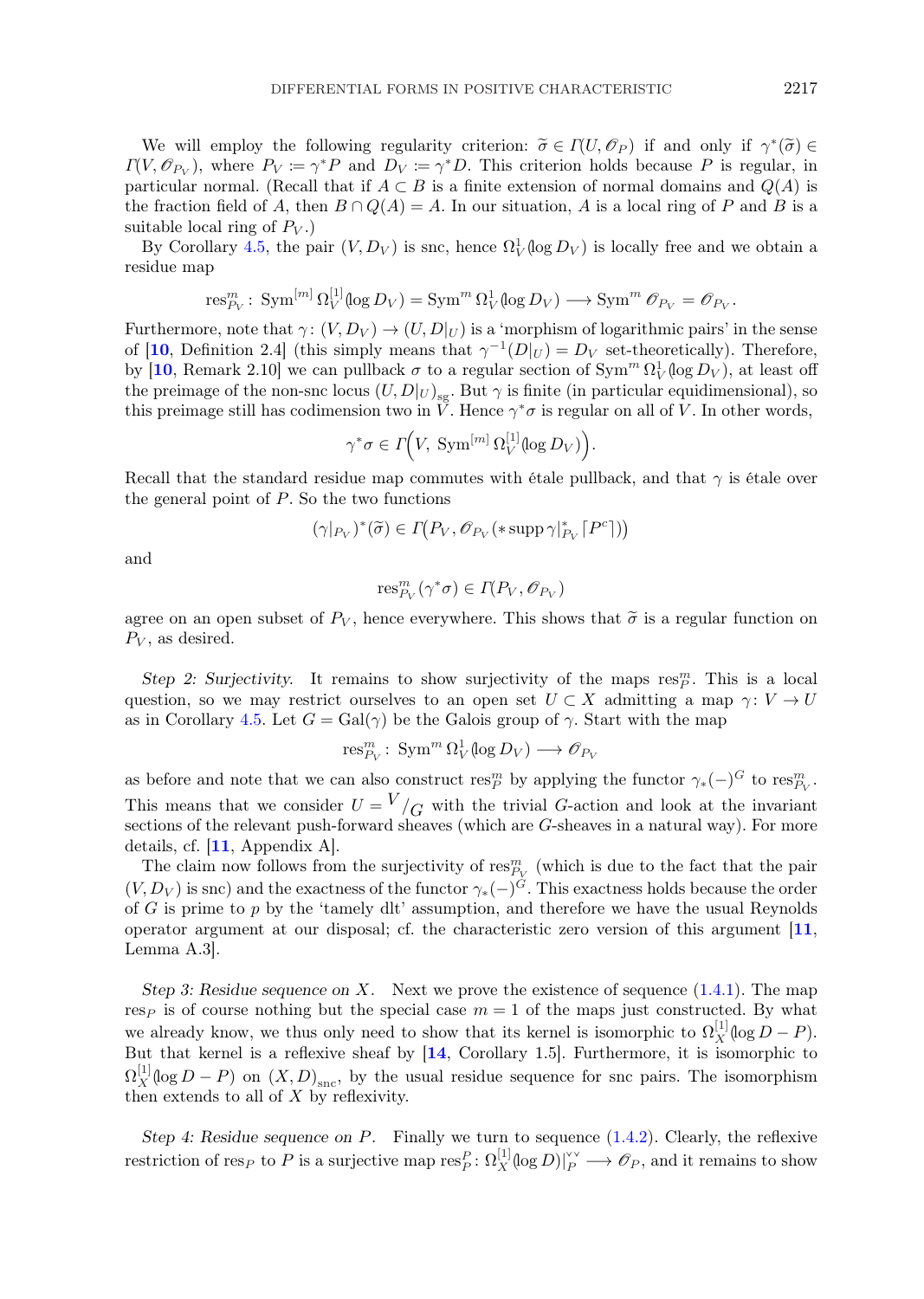We will employ the following regularity criterion: $\widetilde{\sigma} \in \Gamma(U, \mathscr{O}_P)$ if and only if $\gamma^*(\widetilde{\sigma}) \in \Gamma(V, \mathscr{O}_{P_V})$, where $P_V := \gamma^* P$ and $D_V := \gamma^* D$. This criterion holds because $P$ is regular, in particular normal. (Recall that if $A \subset B$ is a finite extension of normal domains and $Q(A)$ is the fraction field of $A$, then $B \cap Q(A) = A$. In our situation, $A$ is a local ring of $P$ and $B$ is a suitable local ring of $P_V$.)

By Corollary 4.5, the pair $(V, D_V)$ is snc, hence $\Omega^1_V(\log D_V)$ is locally free and we obtain a residue map

$$\mathrm{res}^m_{P_V} \colon \operatorname{Sym}^{[m]} \Omega^{[1]}_V(\log D_V) = \operatorname{Sym}^m \Omega^1_V(\log D_V) \longrightarrow \operatorname{Sym}^m \mathscr{O}_{P_V} = \mathscr{O}_{P_V}.$$

Furthermore, note that $\gamma \colon (V, D_V) \to (U, D|_U)$ is a 'morphism of logarithmic pairs' in the sense of [10, Definition 2.4] (this simply means that $\gamma^{-1}(D|_U) = D_V$ set-theoretically). Therefore, by [10, Remark 2.10] we can pullback $\sigma$ to a regular section of $\operatorname{Sym}^m \Omega^1_V(\log D_V)$, at least off the preimage of the non-snc locus $(U, D|_U)_{\mathrm{sg}}$. But $\gamma$ is finite (in particular equidimensional), so this preimage still has codimension two in $V$. Hence $\gamma^*\sigma$ is regular on all of $V$. In other words,

$$\gamma^*\sigma \in \Gamma\Big(V, \operatorname{Sym}^{[m]} \Omega^{[1]}_V(\log D_V)\Big).$$

Recall that the standard residue map commutes with étale pullback, and that $\gamma$ is étale over the general point of $P$. So the two functions

$$(\gamma|_{P_V})^*(\widetilde{\sigma}) \in \Gamma\big(P_V, \mathscr{O}_{P_V}(*\operatorname{supp} \gamma|^*_{P_V} \lceil P^c \rceil)\big)$$

and

$$\mathrm{res}^m_{P_V}(\gamma^*\sigma) \in \Gamma(P_V, \mathscr{O}_{P_V})$$

agree on an open subset of $P_V$, hence everywhere. This shows that $\widetilde{\sigma}$ is a regular function on $P_V$, as desired.

*Step 2: Surjectivity.* It remains to show surjectivity of the maps $\mathrm{res}^m_P$. This is a local question, so we may restrict ourselves to an open set $U \subset X$ admitting a map $\gamma \colon V \to U$ as in Corollary 4.5. Let $G = \operatorname{Gal}(\gamma)$ be the Galois group of $\gamma$. Start with the map

$$\mathrm{res}^m_{P_V} \colon \operatorname{Sym}^m \Omega^1_V(\log D_V) \longrightarrow \mathscr{O}_{P_V}$$

as before and note that we can also construct $\mathrm{res}^m_P$ by applying the functor $\gamma_*(-)^G$ to $\mathrm{res}^m_{P_V}$. This means that we consider $U = {}^{V}\!/_{G}$ with the trivial $G$-action and look at the invariant sections of the relevant push-forward sheaves (which are $G$-sheaves in a natural way). For more details, cf. [11, Appendix A].

The claim now follows from the surjectivity of $\mathrm{res}^m_{P_V}$ (which is due to the fact that the pair $(V, D_V)$ is snc) and the exactness of the functor $\gamma_*(-)^G$. This exactness holds because the order of $G$ is prime to $p$ by the 'tamely dlt' assumption, and therefore we have the usual Reynolds operator argument at our disposal; cf. the characteristic zero version of this argument [11, Lemma A.3].

*Step 3: Residue sequence on $X$.* Next we prove the existence of sequence (1.4.1). The map $\mathrm{res}_P$ is of course nothing but the special case $m = 1$ of the maps just constructed. By what we already know, we thus only need to show that its kernel is isomorphic to $\Omega^{[1]}_X(\log D - P)$. But that kernel is a reflexive sheaf by [14, Corollary 1.5]. Furthermore, it is isomorphic to $\Omega^{[1]}_X(\log D - P)$ on $(X, D)_{\mathrm{snc}}$, by the usual residue sequence for snc pairs. The isomorphism then extends to all of $X$ by reflexivity.

*Step 4: Residue sequence on $P$.* Finally we turn to sequence (1.4.2). Clearly, the reflexive restriction of $\mathrm{res}_P$ to $P$ is a surjective map $\mathrm{res}^P_P \colon \Omega^{[1]}_X(\log D)|^{\vee\vee}_P \longrightarrow \mathscr{O}_P$, and it remains to show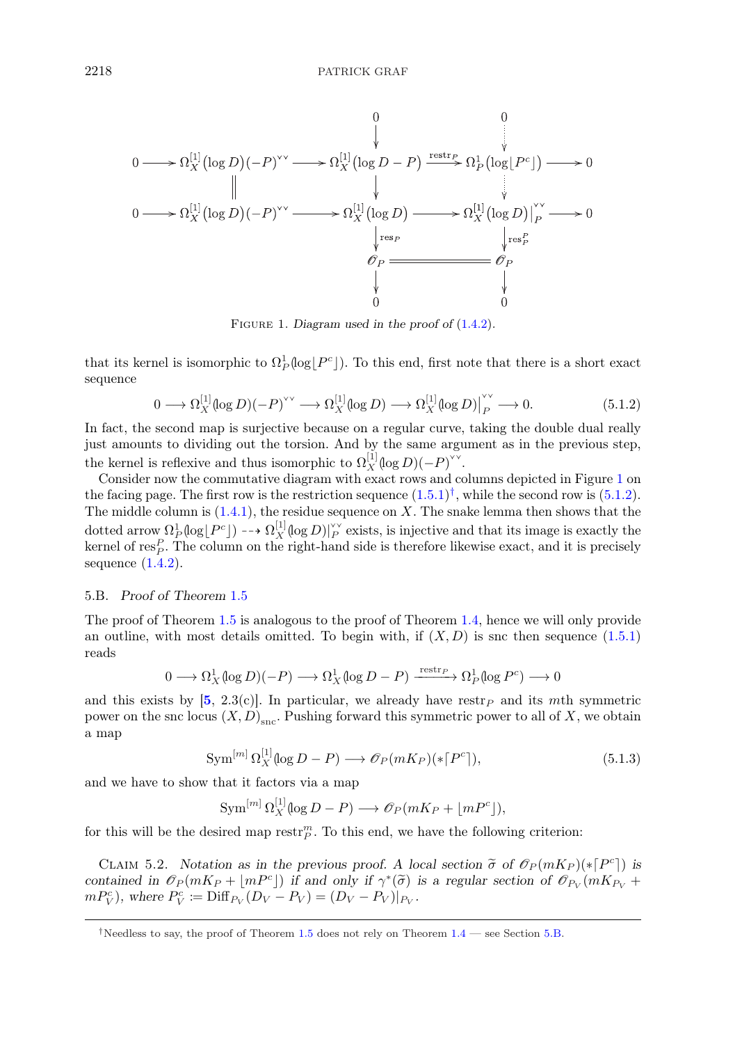$$
\begin{array}{ccccccccc}
 & & & & 0 & & 0 & & \\
 & & & & \downarrow & & \vdots & & \\
0 & \longrightarrow & \Omega_X^{[1]}(\log D)(-P)^{\vee\vee} & \longrightarrow & \Omega_X^{[1]}(\log D - P) & \xrightarrow{\mathrm{restr}_P} & \Omega_P^1(\log \lfloor P^c \rfloor) & \longrightarrow & 0 \\
 & & \| & & \downarrow & & \vdots & & \\
0 & \longrightarrow & \Omega_X^{[1]}(\log D)(-P)^{\vee\vee} & \longrightarrow & \Omega_X^{[1]}(\log D) & \longrightarrow & \Omega_X^{[1]}(\log D)\big|_P^{\vee\vee} & \longrightarrow & 0 \\
 & & & & \downarrow \mathrm{res}_P & & \downarrow \mathrm{res}_P^P & & \\
 & & & & \mathscr{O}_P & = & \mathscr{O}_P & & \\
 & & & & \downarrow & & \downarrow & & \\
 & & & & 0 & & 0 & &
\end{array}
$$

Figure 1. *Diagram used in the proof of* (1.4.2).

that its kernel is isomorphic to $\Omega_P^1(\log \lfloor P^c \rfloor)$. To this end, first note that there is a short exact sequence

$$
0 \longrightarrow \Omega_X^{[1]}(\log D)(-P)^{\vee\vee} \longrightarrow \Omega_X^{[1]}(\log D) \longrightarrow \Omega_X^{[1]}(\log D)\big|_P^{\vee\vee} \longrightarrow 0. \tag{5.1.2}
$$

In fact, the second map is surjective because on a regular curve, taking the double dual really just amounts to dividing out the torsion. And by the same argument as in the previous step, the kernel is reflexive and thus isomorphic to $\Omega_X^{[1]}(\log D)(-P)^{\vee\vee}$.

Consider now the commutative diagram with exact rows and columns depicted in Figure 1 on the facing page. The first row is the restriction sequence (1.5.1)[†], while the second row is (5.1.2). The middle column is (1.4.1), the residue sequence on $X$. The snake lemma then shows that the dotted arrow $\Omega_P^1(\log \lfloor P^c \rfloor) \dashrightarrow \Omega_X^{[1]}(\log D)|_P^{\vee\vee}$ exists, is injective and that its image is exactly the kernel of $\mathrm{res}_P^P$. The column on the right-hand side is therefore likewise exact, and it is precisely sequence (1.4.2).

### 5.B. *Proof of Theorem* 1.5

The proof of Theorem 1.5 is analogous to the proof of Theorem 1.4, hence we will only provide an outline, with most details omitted. To begin with, if $(X, D)$ is snc then sequence (1.5.1) reads

$$
0 \longrightarrow \Omega_X^1(\log D)(-P) \longrightarrow \Omega_X^1(\log D - P) \xrightarrow{\mathrm{restr}_P} \Omega_P^1(\log P^c) \longrightarrow 0
$$

and this exists by [5, 2.3(c)]. In particular, we already have $\mathrm{restr}_P$ and its $m$th symmetric power on the snc locus $(X, D)_{\mathrm{snc}}$. Pushing forward this symmetric power to all of $X$, we obtain a map

$$
\mathrm{Sym}^{[m]}\, \Omega_X^{[1]}(\log D - P) \longrightarrow \mathscr{O}_P(mK_P)(*\lceil P^c \rceil), \tag{5.1.3}
$$

and we have to show that it factors via a map

$$
\mathrm{Sym}^{[m]}\, \Omega_X^{[1]}(\log D - P) \longrightarrow \mathscr{O}_P(mK_P + \lfloor mP^c \rfloor),
$$

for this will be the desired map $\mathrm{restr}_P^m$. To this end, we have the following criterion:

Claim 5.2. *Notation as in the previous proof. A local section $\widetilde{\sigma}$ of $\mathscr{O}_P(mK_P)(*\lceil P^c \rceil)$ is contained in $\mathscr{O}_P(mK_P + \lfloor mP^c \rfloor)$ if and only if $\gamma^*(\widetilde{\sigma})$ is a regular section of $\mathscr{O}_{P_V}(mK_{P_V} + mP_V^c)$, where $P_V^c := \mathrm{Diff}_{P_V}(D_V - P_V) = (D_V - P_V)|_{P_V}$.*

[†]Needless to say, the proof of Theorem 1.5 does not rely on Theorem 1.4 — see Section 5.B.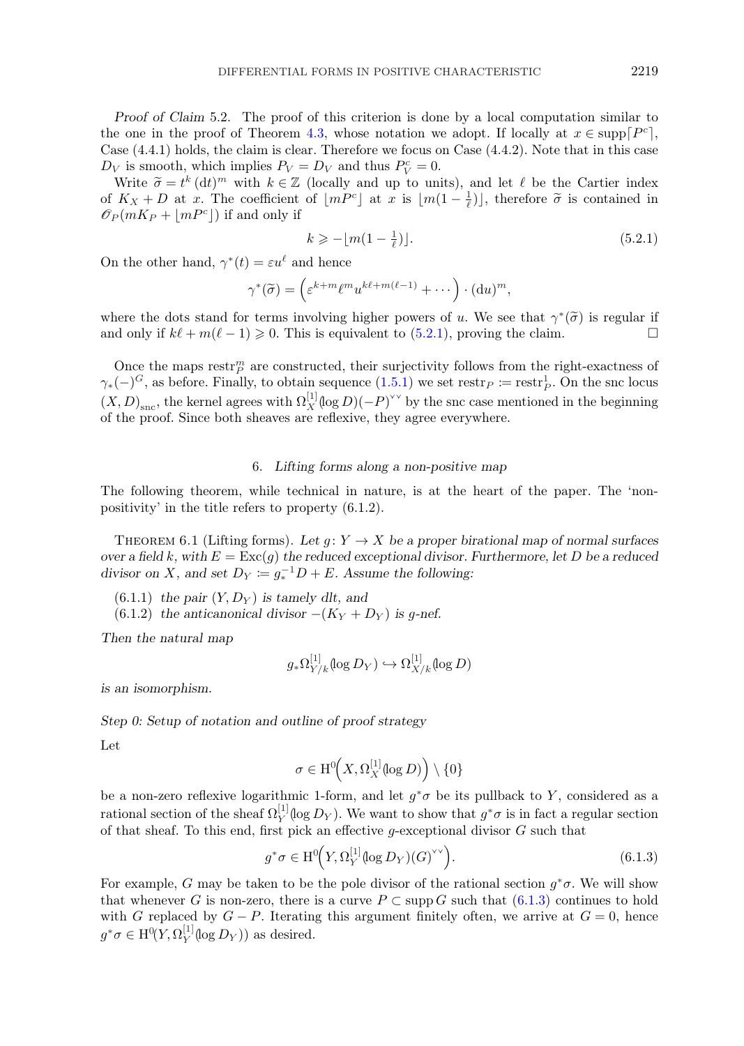*Proof of Claim* 5.2. The proof of this criterion is done by a local computation similar to the one in the proof of Theorem 4.3, whose notation we adopt. If locally at $x \in \operatorname{supp}\lceil P^c \rceil$, Case (4.4.1) holds, the claim is clear. Therefore we focus on Case (4.4.2). Note that in this case $D_V$ is smooth, which implies $P_V = D_V$ and thus $P_V^c = 0$.

Write $\widetilde{\sigma} = t^k\,(\mathrm{d}t)^m$ with $k \in \mathbb{Z}$ (locally and up to units), and let $\ell$ be the Cartier index of $K_X + D$ at $x$. The coefficient of $\lfloor mP^c \rfloor$ at $x$ is $\lfloor m(1 - \frac{1}{\ell}) \rfloor$, therefore $\widetilde{\sigma}$ is contained in $\mathscr{O}_P(mK_P + \lfloor mP^c \rfloor)$ if and only if

$$k \geqslant -\lfloor m(1 - \tfrac{1}{\ell}) \rfloor. \tag{5.2.1}$$

On the other hand, $\gamma^*(t) = \varepsilon u^\ell$ and hence

$$\gamma^*(\widetilde{\sigma}) = \Big(\varepsilon^{k+m}\ell^m u^{k\ell + m(\ell-1)} + \cdots\Big) \cdot (\mathrm{d}u)^m,$$

where the dots stand for terms involving higher powers of $u$. We see that $\gamma^*(\widetilde{\sigma})$ is regular if and only if $k\ell + m(\ell - 1) \geqslant 0$. This is equivalent to (5.2.1), proving the claim. $\square$

Once the maps $\mathrm{restr}_P^m$ are constructed, their surjectivity follows from the right-exactness of $\gamma_*(-)^G$, as before. Finally, to obtain sequence (1.5.1) we set $\mathrm{restr}_P := \mathrm{restr}_P^1$. On the snc locus $(X, D)_{\mathrm{snc}}$, the kernel agrees with $\Omega_X^{[1]}(\log D)(-P)^{\vee\vee}$ by the snc case mentioned in the beginning of the proof. Since both sheaves are reflexive, they agree everywhere.

## 6. *Lifting forms along a non-positive map*

The following theorem, while technical in nature, is at the heart of the paper. The 'non-positivity' in the title refers to property (6.1.2).

Theorem 6.1 (Lifting forms). *Let $g\colon Y \to X$ be a proper birational map of normal surfaces over a field $k$, with $E = \operatorname{Exc}(g)$ the reduced exceptional divisor. Furthermore, let $D$ be a reduced divisor on $X$, and set $D_Y := g_*^{-1}D + E$. Assume the following:*

- (6.1.1) *the pair $(Y, D_Y)$ is tamely dlt, and*
- (6.1.2) *the anticanonical divisor $-(K_Y + D_Y)$ is $g$-nef.*

*Then the natural map*

$$g_*\Omega_{Y/k}^{[1]}(\log D_Y) \hookrightarrow \Omega_{X/k}^{[1]}(\log D)$$

*is an isomorphism.*

*Step 0: Setup of notation and outline of proof strategy*

Let

$$\sigma \in \mathrm{H}^0\Big(X, \Omega_X^{[1]}(\log D)\Big) \setminus \{0\}$$

be a non-zero reflexive logarithmic 1-form, and let $g^*\sigma$ be its pullback to $Y$, considered as a rational section of the sheaf $\Omega_Y^{[1]}(\log D_Y)$. We want to show that $g^*\sigma$ is in fact a regular section of that sheaf. To this end, first pick an effective $g$-exceptional divisor $G$ such that

$$g^*\sigma \in \mathrm{H}^0\Big(Y, \Omega_Y^{[1]}(\log D_Y)(G)^{\vee\vee}\Big). \tag{6.1.3}$$

For example, $G$ may be taken to be the pole divisor of the rational section $g^*\sigma$. We will show that whenever $G$ is non-zero, there is a curve $P \subset \operatorname{supp} G$ such that (6.1.3) continues to hold with $G$ replaced by $G - P$. Iterating this argument finitely often, we arrive at $G = 0$, hence $g^*\sigma \in \mathrm{H}^0(Y, \Omega_Y^{[1]}(\log D_Y))$ as desired.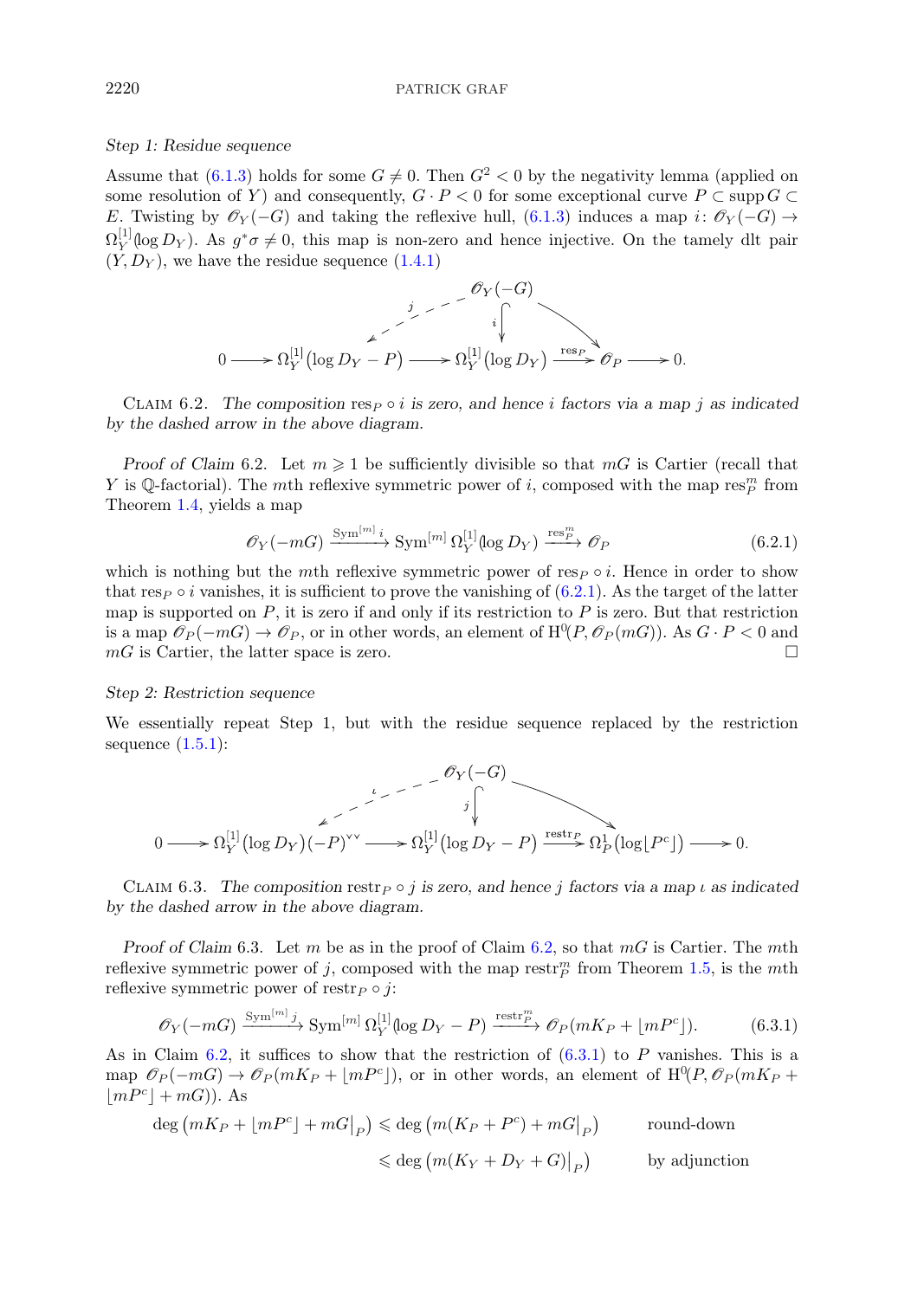*Step 1: Residue sequence*

Assume that (6.1.3) holds for some $G \neq 0$. Then $G^2 < 0$ by the negativity lemma (applied on some resolution of $Y$) and consequently, $G \cdot P < 0$ for some exceptional curve $P \subset \operatorname{supp} G \subset E$. Twisting by $\mathscr{O}_Y(-G)$ and taking the reflexive hull, (6.1.3) induces a map $i\colon \mathscr{O}_Y(-G) \to \Omega_Y^{[1]}(\log D_Y)$. As $g^*\sigma \neq 0$, this map is non-zero and hence injective. On the tamely dlt pair $(Y, D_Y)$, we have the residue sequence (1.4.1)

$$
\begin{array}{ccccccccc}
 & & & & \mathscr{O}_Y(-G) & & & & \\
 & & & \overset{j}{\swarrow} & \downarrow{\scriptstyle i} & \searrow & & & \\
0 \longrightarrow & \Omega_Y^{[1]}(\log D_Y - P) & \longrightarrow & & \Omega_Y^{[1]}(\log D_Y) & \xrightarrow{\operatorname{res}_P} & \mathscr{O}_P & \longrightarrow 0.
\end{array}
$$

Claim 6.2. *The composition $\operatorname{res}_P \circ i$ is zero, and hence $i$ factors via a map $j$ as indicated by the dashed arrow in the above diagram.*

*Proof of Claim* 6.2. Let $m \geqslant 1$ be sufficiently divisible so that $mG$ is Cartier (recall that $Y$ is $\mathbb{Q}$-factorial). The $m$th reflexive symmetric power of $i$, composed with the map $\operatorname{res}_P^m$ from Theorem 1.4, yields a map

$$
\mathscr{O}_Y(-mG) \xrightarrow{\operatorname{Sym}^{[m]} i} \operatorname{Sym}^{[m]} \Omega_Y^{[1]}(\log D_Y) \xrightarrow{\operatorname{res}_P^m} \mathscr{O}_P \tag{6.2.1}
$$

which is nothing but the $m$th reflexive symmetric power of $\operatorname{res}_P \circ i$. Hence in order to show that $\operatorname{res}_P \circ i$ vanishes, it is sufficient to prove the vanishing of (6.2.1). As the target of the latter map is supported on $P$, it is zero if and only if its restriction to $P$ is zero. But that restriction is a map $\mathscr{O}_P(-mG) \to \mathscr{O}_P$, or in other words, an element of $\mathrm{H}^0(P, \mathscr{O}_P(mG))$. As $G \cdot P < 0$ and $mG$ is Cartier, the latter space is zero. □

*Step 2: Restriction sequence*

We essentially repeat Step 1, but with the residue sequence replaced by the restriction sequence (1.5.1):

$$
\begin{array}{ccccccccc}
 & & & & \mathscr{O}_Y(-G) & & & & \\
 & & & \overset{\iota}{\swarrow} & \downarrow{\scriptstyle j} & \searrow & & & \\
0 \longrightarrow & \Omega_Y^{[1]}(\log D_Y)(-P)^{\vee\vee} & \longrightarrow & & \Omega_Y^{[1]}(\log D_Y - P) & \xrightarrow{\operatorname{restr}_P} & \Omega_P^1(\log \lfloor P^c \rfloor) & \longrightarrow 0.
\end{array}
$$

Claim 6.3. *The composition $\operatorname{restr}_P \circ j$ is zero, and hence $j$ factors via a map $\iota$ as indicated by the dashed arrow in the above diagram.*

*Proof of Claim* 6.3. Let $m$ be as in the proof of Claim 6.2, so that $mG$ is Cartier. The $m$th reflexive symmetric power of $j$, composed with the map $\operatorname{restr}_P^m$ from Theorem 1.5, is the $m$th reflexive symmetric power of $\operatorname{restr}_P \circ j$:

$$
\mathscr{O}_Y(-mG) \xrightarrow{\operatorname{Sym}^{[m]} j} \operatorname{Sym}^{[m]} \Omega_Y^{[1]}(\log D_Y - P) \xrightarrow{\operatorname{restr}_P^m} \mathscr{O}_P(mK_P + \lfloor mP^c \rfloor). \tag{6.3.1}
$$

As in Claim 6.2, it suffices to show that the restriction of (6.3.1) to $P$ vanishes. This is a map $\mathscr{O}_P(-mG) \to \mathscr{O}_P(mK_P + \lfloor mP^c \rfloor)$, or in other words, an element of $\mathrm{H}^0(P, \mathscr{O}_P(mK_P + \lfloor mP^c \rfloor + mG))$. As

$$
\begin{aligned}
\deg\left(mK_P + \lfloor mP^c \rfloor + mG\big|_P\right) &\leqslant \deg\left(m(K_P + P^c) + mG\big|_P\right) && \text{round-down} \\
&\leqslant \deg\left(m(K_Y + D_Y + G)\big|_P\right) && \text{by adjunction}
\end{aligned}
$$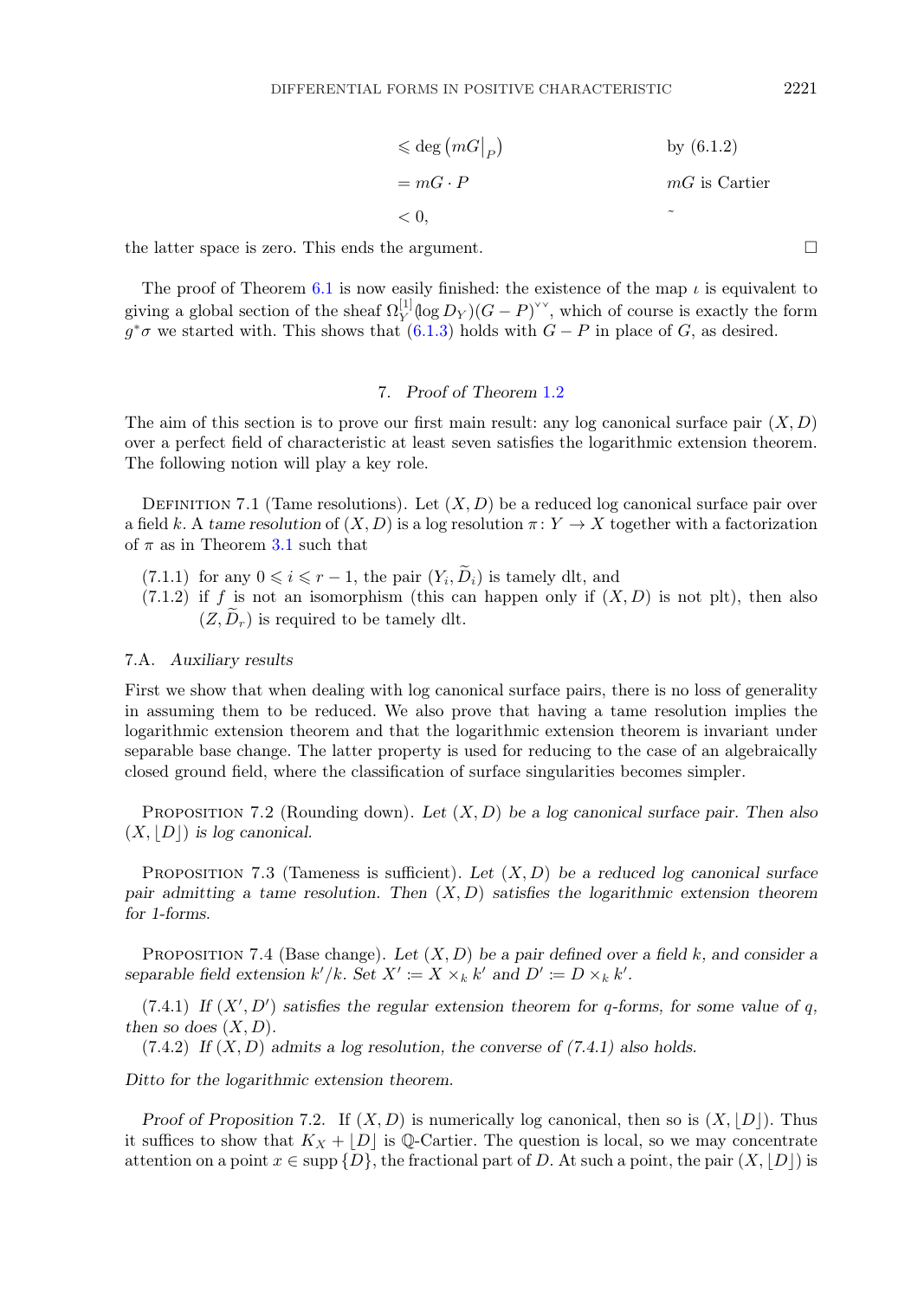$$
\begin{aligned}
&\leqslant \deg\left(mG\big|_P\right) && \text{by (6.1.2)} \\
&= mG \cdot P && mG \text{ is Cartier} \\
&< 0, && \text{~}
\end{aligned}
$$

the latter space is zero. This ends the argument. □

The proof of Theorem 6.1 is now easily finished: the existence of the map $\iota$ is equivalent to giving a global section of the sheaf $\Omega_Y^{[1]}(\log D_Y)(G-P)^{\vee\vee}$, which of course is exactly the form $g^*\sigma$ we started with. This shows that (6.1.3) holds with $G-P$ in place of $G$, as desired.

## 7. *Proof of Theorem* 1.2

The aim of this section is to prove our first main result: any log canonical surface pair $(X, D)$ over a perfect field of characteristic at least seven satisfies the logarithmic extension theorem. The following notion will play a key role.

Definition 7.1 (Tame resolutions). Let $(X, D)$ be a reduced log canonical surface pair over a field $k$. A *tame resolution* of $(X, D)$ is a log resolution $\pi\colon Y \to X$ together with a factorization of $\pi$ as in Theorem 3.1 such that

(7.1.1) for any $0 \leqslant i \leqslant r-1$, the pair $(Y_i, \widetilde{D}_i)$ is tamely dlt, and

(7.1.2) if $f$ is not an isomorphism (this can happen only if $(X, D)$ is not plt), then also $(Z, \widetilde{D}_r)$ is required to be tamely dlt.

### 7.A. *Auxiliary results*

First we show that when dealing with log canonical surface pairs, there is no loss of generality in assuming them to be reduced. We also prove that having a tame resolution implies the logarithmic extension theorem and that the logarithmic extension theorem is invariant under separable base change. The latter property is used for reducing to the case of an algebraically closed ground field, where the classification of surface singularities becomes simpler.

Proposition 7.2 (Rounding down). *Let $(X, D)$ be a log canonical surface pair. Then also $(X, \lfloor D \rfloor)$ is log canonical.*

Proposition 7.3 (Tameness is sufficient). *Let $(X, D)$ be a reduced log canonical surface pair admitting a tame resolution. Then $(X, D)$ satisfies the logarithmic extension theorem for 1-forms.*

Proposition 7.4 (Base change). *Let $(X, D)$ be a pair defined over a field $k$, and consider a separable field extension $k'/k$. Set $X' := X \times_k k'$ and $D' := D \times_k k'$.*

(7.4.1) *If $(X', D')$ satisfies the regular extension theorem for $q$-forms, for some value of $q$, then so does $(X, D)$.*

(7.4.2) *If $(X, D)$ admits a log resolution, the converse of (7.4.1) also holds.*

*Ditto for the logarithmic extension theorem.*

*Proof of Proposition* 7.2. If $(X, D)$ is numerically log canonical, then so is $(X, \lfloor D \rfloor)$. Thus it suffices to show that $K_X + \lfloor D \rfloor$ is $\mathbb{Q}$-Cartier. The question is local, so we may concentrate attention on a point $x \in \operatorname{supp}\{D\}$, the fractional part of $D$. At such a point, the pair $(X, \lfloor D \rfloor)$ is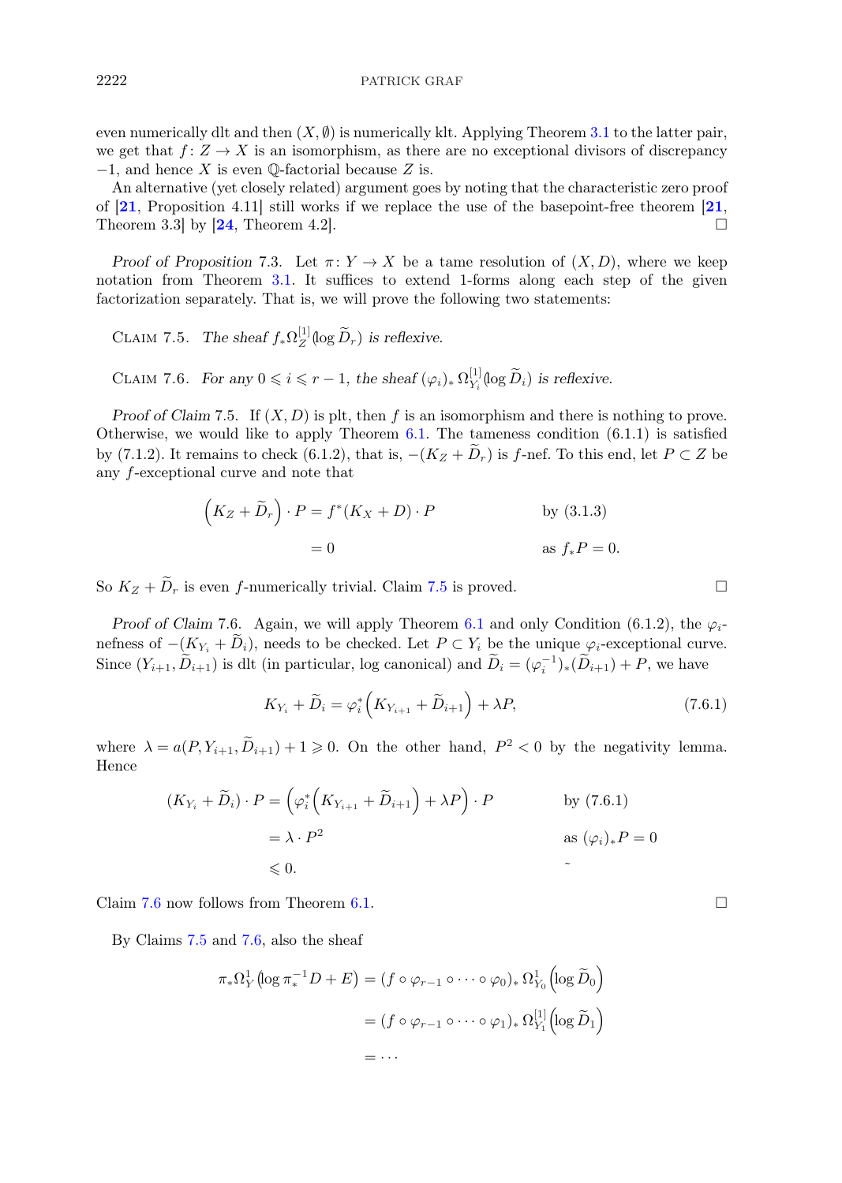even numerically dlt and then $(X, \emptyset)$ is numerically klt. Applying Theorem 3.1 to the latter pair, we get that $f\colon Z \to X$ is an isomorphism, as there are no exceptional divisors of discrepancy $-1$, and hence $X$ is even $\mathbb{Q}$-factorial because $Z$ is.

An alternative (yet closely related) argument goes by noting that the characteristic zero proof of [**21**, Proposition 4.11] still works if we replace the use of the basepoint-free theorem [**21**, Theorem 3.3] by [**24**, Theorem 4.2]. □

*Proof of Proposition* 7.3. Let $\pi\colon Y \to X$ be a tame resolution of $(X, D)$, where we keep notation from Theorem 3.1. It suffices to extend 1-forms along each step of the given factorization separately. That is, we will prove the following two statements:

Claim 7.5. *The sheaf* $f_* \Omega_Z^{[1]}(\log \widetilde D_r)$ *is reflexive.*

Claim 7.6. *For any* $0 \leqslant i \leqslant r-1$, *the sheaf* $(\varphi_i)_* \, \Omega_{Y_i}^{[1]}(\log \widetilde D_i)$ *is reflexive.*

*Proof of Claim* 7.5. If $(X, D)$ is plt, then $f$ is an isomorphism and there is nothing to prove. Otherwise, we would like to apply Theorem 6.1. The tameness condition (6.1.1) is satisfied by (7.1.2). It remains to check (6.1.2), that is, $-(K_Z + \widetilde D_r)$ is $f$-nef. To this end, let $P \subset Z$ be any $f$-exceptional curve and note that

$$
\begin{aligned}
\left(K_Z + \widetilde D_r\right) \cdot P &= f^*(K_X + D) \cdot P && \text{by (3.1.3)} \\
&= 0 && \text{as } f_* P = 0.
\end{aligned}
$$

So $K_Z + \widetilde D_r$ is even $f$-numerically trivial. Claim 7.5 is proved. □

*Proof of Claim* 7.6. Again, we will apply Theorem 6.1 and only Condition (6.1.2), the $\varphi_i$-nefness of $-(K_{Y_i} + \widetilde D_i)$, needs to be checked. Let $P \subset Y_i$ be the unique $\varphi_i$-exceptional curve. Since $(Y_{i+1}, \widetilde D_{i+1})$ is dlt (in particular, log canonical) and $\widetilde D_i = (\varphi_i^{-1})_*(\widetilde D_{i+1}) + P$, we have

$$
K_{Y_i} + \widetilde D_i = \varphi_i^*\left(K_{Y_{i+1}} + \widetilde D_{i+1}\right) + \lambda P, \tag{7.6.1}
$$

where $\lambda = a(P, Y_{i+1}, \widetilde D_{i+1}) + 1 \geqslant 0$. On the other hand, $P^2 < 0$ by the negativity lemma. Hence

$$
\begin{aligned}
(K_{Y_i} + \widetilde D_i) \cdot P &= \left(\varphi_i^*\left(K_{Y_{i+1}} + \widetilde D_{i+1}\right) + \lambda P\right) \cdot P && \text{by (7.6.1)} \\
&= \lambda \cdot P^2 && \text{as } (\varphi_i)_* P = 0 \\
&\leqslant 0.
\end{aligned}
$$

Claim 7.6 now follows from Theorem 6.1. □

By Claims 7.5 and 7.6, also the sheaf

$$
\begin{aligned}
\pi_* \Omega_Y^1(\log \pi_*^{-1} D + E) &= (f \circ \varphi_{r-1} \circ \cdots \circ \varphi_0)_* \, \Omega_{Y_0}^1\left(\log \widetilde D_0\right) \\
&= (f \circ \varphi_{r-1} \circ \cdots \circ \varphi_1)_* \, \Omega_{Y_1}^{[1]}\left(\log \widetilde D_1\right) \\
&= \cdots
\end{aligned}
$$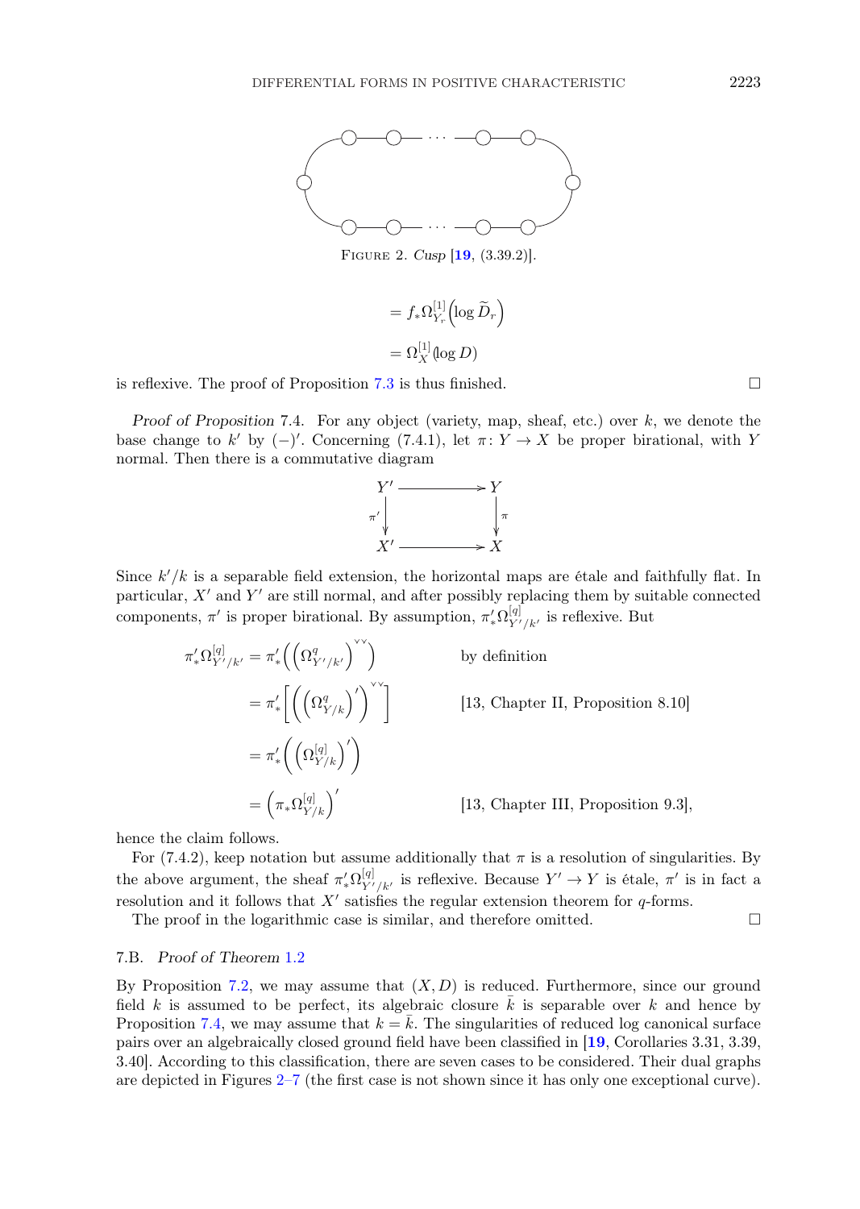FIGURE 2. *Cusp* [19, (3.39.2)].

$$= f_* \Omega^{[1]}_{Y_r}\Big(\log \widetilde{D}_r\Big)$$

$$= \Omega^{[1]}_X(\log D)$$

is reflexive. The proof of Proposition 7.3 is thus finished. □

*Proof of Proposition* 7.4. For any object (variety, map, sheaf, etc.) over $k$, we denote the base change to $k'$ by $(-)'$. Concerning (7.4.1), let $\pi\colon Y \to X$ be proper birational, with $Y$ normal. Then there is a commutative diagram

$$\begin{array}{ccc} Y' & \longrightarrow & Y \\ {\scriptstyle \pi'}\downarrow & & \downarrow{\scriptstyle \pi} \\ X' & \longrightarrow & X \end{array}$$

Since $k'/k$ is a separable field extension, the horizontal maps are étale and faithfully flat. In particular, $X'$ and $Y'$ are still normal, and after possibly replacing them by suitable connected components, $\pi'$ is proper birational. By assumption, $\pi'_* \Omega^{[q]}_{Y'/k'}$ is reflexive. But

$$\begin{aligned}
\pi'_* \Omega^{[q]}_{Y'/k'} &= \pi'_*\Big(\Big(\Omega^q_{Y'/k'}\Big)^{\vee\vee}\Big) && \text{by definition} \\
&= \pi'_*\Big[\Big(\Big(\Omega^q_{Y/k}\Big)'\Big)^{\vee\vee}\Big] && \text{[13, Chapter II, Proposition 8.10]} \\
&= \pi'_*\Big(\Big(\Omega^{[q]}_{Y/k}\Big)'\Big) \\
&= \Big(\pi_* \Omega^{[q]}_{Y/k}\Big)' && \text{[13, Chapter III, Proposition 9.3],}
\end{aligned}$$

hence the claim follows.

For (7.4.2), keep notation but assume additionally that $\pi$ is a resolution of singularities. By the above argument, the sheaf $\pi'_* \Omega^{[q]}_{Y'/k'}$ is reflexive. Because $Y' \to Y$ is étale, $\pi'$ is in fact a resolution and it follows that $X'$ satisfies the regular extension theorem for $q$-forms.

The proof in the logarithmic case is similar, and therefore omitted. □

### 7.B. *Proof of Theorem* 1.2

By Proposition 7.2, we may assume that $(X, D)$ is reduced. Furthermore, since our ground field $k$ is assumed to be perfect, its algebraic closure $\bar{k}$ is separable over $k$ and hence by Proposition 7.4, we may assume that $k = \bar{k}$. The singularities of reduced log canonical surface pairs over an algebraically closed ground field have been classified in [19, Corollaries 3.31, 3.39, 3.40]. According to this classification, there are seven cases to be considered. Their dual graphs are depicted in Figures 2–7 (the first case is not shown since it has only one exceptional curve).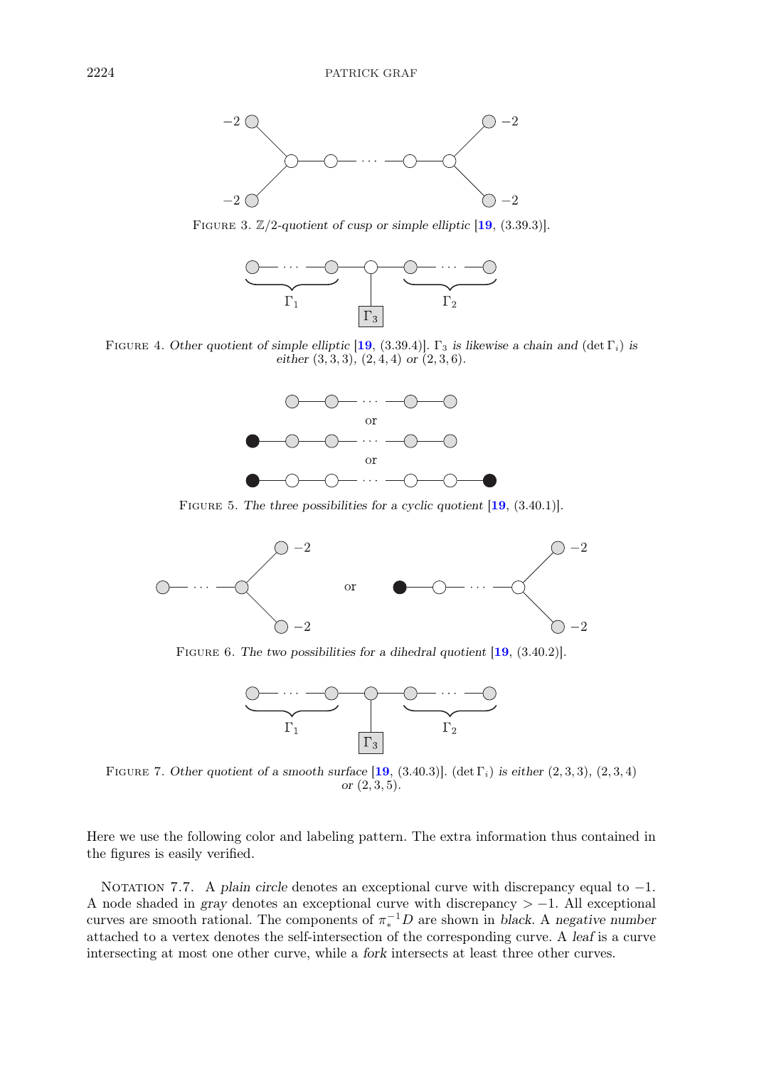FIGURE 3. $\mathbb{Z}/2$-*quotient of cusp or simple elliptic* [19, (3.39.3)].

FIGURE 4. *Other quotient of simple elliptic* [19, (3.39.4)]. $\Gamma_3$ *is likewise a chain and* $(\det \Gamma_i)$ *is either* $(3,3,3)$, $(2,4,4)$ *or* $(2,3,6)$.

FIGURE 5. *The three possibilities for a cyclic quotient* [19, (3.40.1)].

FIGURE 6. *The two possibilities for a dihedral quotient* [19, (3.40.2)].

FIGURE 7. *Other quotient of a smooth surface* [19, (3.40.3)]. $(\det \Gamma_i)$ *is either* $(2,3,3)$, $(2,3,4)$ *or* $(2,3,5)$.

Here we use the following color and labeling pattern. The extra information thus contained in the figures is easily verified.

NOTATION 7.7. A *plain circle* denotes an exceptional curve with discrepancy equal to $-1$. A node shaded in *gray* denotes an exceptional curve with discrepancy $> -1$. All exceptional curves are smooth rational. The components of $\pi_*^{-1}D$ are shown in *black*. A *negative number* attached to a vertex denotes the self-intersection of the corresponding curve. A *leaf* is a curve intersecting at most one other curve, while a *fork* intersects at least three other curves.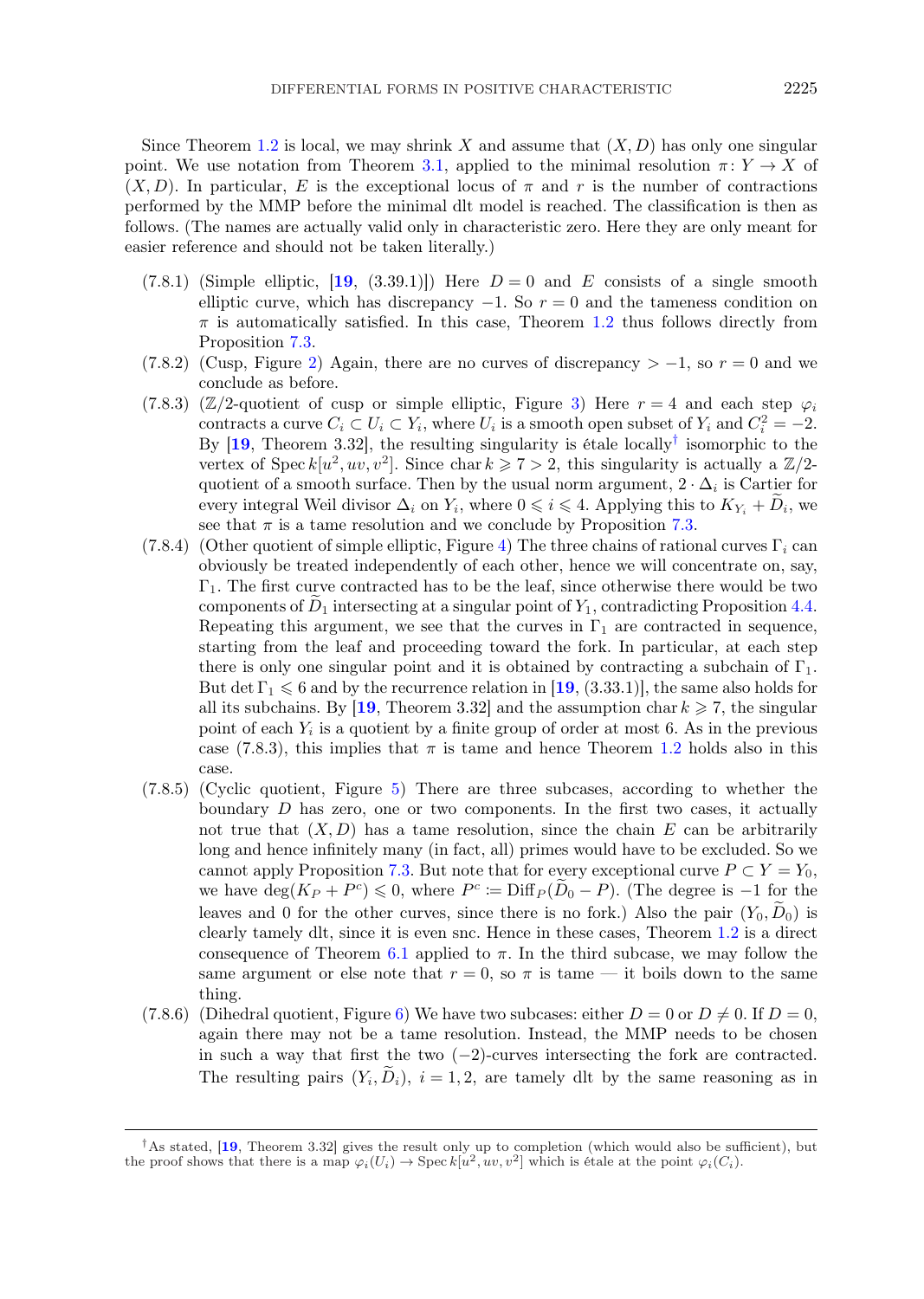Since Theorem 1.2 is local, we may shrink $X$ and assume that $(X, D)$ has only one singular point. We use notation from Theorem 3.1, applied to the minimal resolution $\pi\colon Y \to X$ of $(X, D)$. In particular, $E$ is the exceptional locus of $\pi$ and $r$ is the number of contractions performed by the MMP before the minimal dlt model is reached. The classification is then as follows. (The names are actually valid only in characteristic zero. Here they are only meant for easier reference and should not be taken literally.)

- (7.8.1) (Simple elliptic, [19, (3.39.1)]) Here $D = 0$ and $E$ consists of a single smooth elliptic curve, which has discrepancy $-1$. So $r = 0$ and the tameness condition on $\pi$ is automatically satisfied. In this case, Theorem 1.2 thus follows directly from Proposition 7.3.
- (7.8.2) (Cusp, Figure 2) Again, there are no curves of discrepancy $> -1$, so $r = 0$ and we conclude as before.
- (7.8.3) ($\mathbb{Z}/2$-quotient of cusp or simple elliptic, Figure 3) Here $r = 4$ and each step $\varphi_i$ contracts a curve $C_i \subset U_i \subset Y_i$, where $U_i$ is a smooth open subset of $Y_i$ and $C_i^2 = -2$. By [19, Theorem 3.32], the resulting singularity is étale locally[†] isomorphic to the vertex of $\operatorname{Spec} k[u^2, uv, v^2]$. Since $\operatorname{char} k \geqslant 7 > 2$, this singularity is actually a $\mathbb{Z}/2$-quotient of a smooth surface. Then by the usual norm argument, $2 \cdot \Delta_i$ is Cartier for every integral Weil divisor $\Delta_i$ on $Y_i$, where $0 \leqslant i \leqslant 4$. Applying this to $K_{Y_i} + \widetilde{D}_i$, we see that $\pi$ is a tame resolution and we conclude by Proposition 7.3.
- (7.8.4) (Other quotient of simple elliptic, Figure 4) The three chains of rational curves $\Gamma_i$ can obviously be treated independently of each other, hence we will concentrate on, say, $\Gamma_1$. The first curve contracted has to be the leaf, since otherwise there would be two components of $\widetilde{D}_1$ intersecting at a singular point of $Y_1$, contradicting Proposition 4.4. Repeating this argument, we see that the curves in $\Gamma_1$ are contracted in sequence, starting from the leaf and proceeding toward the fork. In particular, at each step there is only one singular point and it is obtained by contracting a subchain of $\Gamma_1$. But $\det \Gamma_1 \leqslant 6$ and by the recurrence relation in [19, (3.33.1)], the same also holds for all its subchains. By [19, Theorem 3.32] and the assumption $\operatorname{char} k \geqslant 7$, the singular point of each $Y_i$ is a quotient by a finite group of order at most 6. As in the previous case (7.8.3), this implies that $\pi$ is tame and hence Theorem 1.2 holds also in this case.
- (7.8.5) (Cyclic quotient, Figure 5) There are three subcases, according to whether the boundary $D$ has zero, one or two components. In the first two cases, it actually not true that $(X, D)$ has a tame resolution, since the chain $E$ can be arbitrarily long and hence infinitely many (in fact, all) primes would have to be excluded. So we cannot apply Proposition 7.3. But note that for every exceptional curve $P \subset Y = Y_0$, we have $\deg(K_P + P^c) \leqslant 0$, where $P^c := \operatorname{Diff}_P(\widetilde{D}_0 - P)$. (The degree is $-1$ for the leaves and 0 for the other curves, since there is no fork.) Also the pair $(Y_0, \widetilde{D}_0)$ is clearly tamely dlt, since it is even snc. Hence in these cases, Theorem 1.2 is a direct consequence of Theorem 6.1 applied to $\pi$. In the third subcase, we may follow the same argument or else note that $r = 0$, so $\pi$ is tame — it boils down to the same thing.
- (7.8.6) (Dihedral quotient, Figure 6) We have two subcases: either $D = 0$ or $D \neq 0$. If $D = 0$, again there may not be a tame resolution. Instead, the MMP needs to be chosen in such a way that first the two $(-2)$-curves intersecting the fork are contracted. The resulting pairs $(Y_i, \widetilde{D}_i)$, $i = 1, 2$, are tamely dlt by the same reasoning as in

[†] As stated, [19, Theorem 3.32] gives the result only up to completion (which would also be sufficient), but the proof shows that there is a map $\varphi_i(U_i) \to \operatorname{Spec} k[u^2, uv, v^2]$ which is étale at the point $\varphi_i(C_i)$.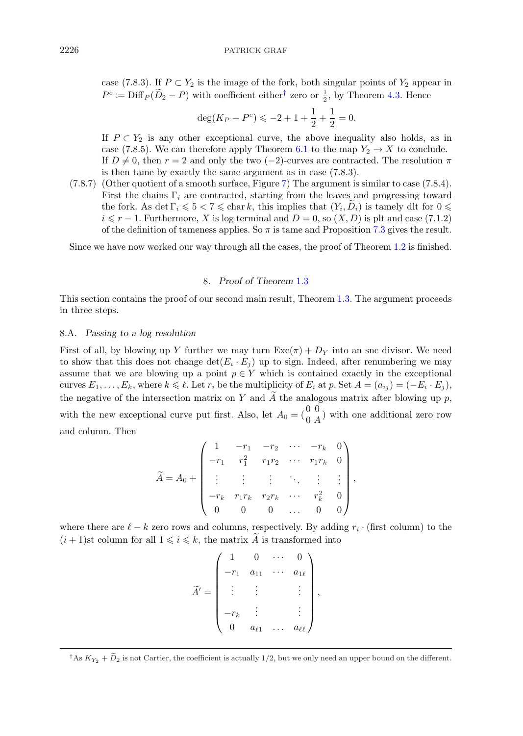case (7.8.3). If $P \subset Y_2$ is the image of the fork, both singular points of $Y_2$ appear in $P^c := \mathrm{Diff}_P(\widetilde{D}_2 - P)$ with coefficient either† zero or $\frac{1}{2}$, by Theorem 4.3. Hence

$$\deg(K_P + P^c) \leqslant -2 + 1 + \frac{1}{2} + \frac{1}{2} = 0.$$

If $P \subset Y_2$ is any other exceptional curve, the above inequality also holds, as in case (7.8.5). We can therefore apply Theorem 6.1 to the map $Y_2 \to X$ to conclude. If $D \neq 0$, then $r = 2$ and only the two $(-2)$-curves are contracted. The resolution $\pi$ is then tame by exactly the same argument as in case (7.8.3).

(7.8.7) (Other quotient of a smooth surface, Figure 7) The argument is similar to case (7.8.4). First the chains $\Gamma_i$ are contracted, starting from the leaves and progressing toward the fork. As $\det \Gamma_i \leqslant 5 < 7 \leqslant \mathrm{char}\, k$, this implies that $(Y_i, \widetilde{D}_i)$ is tamely dlt for $0 \leqslant i \leqslant r - 1$. Furthermore, $X$ is log terminal and $D = 0$, so $(X, D)$ is plt and case (7.1.2) of the definition of tameness applies. So $\pi$ is tame and Proposition 7.3 gives the result.

Since we have now worked our way through all the cases, the proof of Theorem 1.2 is finished.

## 8. *Proof of Theorem* 1.3

This section contains the proof of our second main result, Theorem 1.3. The argument proceeds in three steps.

### 8.A. *Passing to a log resolution*

First of all, by blowing up $Y$ further we may turn $\mathrm{Exc}(\pi) + D_Y$ into an snc divisor. We need to show that this does not change $\det(E_i \cdot E_j)$ up to sign. Indeed, after renumbering we may assume that we are blowing up a point $p \in Y$ which is contained exactly in the exceptional curves $E_1, \ldots, E_k$, where $k \leqslant \ell$. Let $r_i$ be the multiplicity of $E_i$ at $p$. Set $A = (a_{ij}) = (-E_i \cdot E_j)$, the negative of the intersection matrix on $Y$ and $\widetilde{A}$ the analogous matrix after blowing up $p$, with the new exceptional curve put first. Also, let $A_0 = \left(\begin{smallmatrix} 0 & 0 \\ 0 & A \end{smallmatrix}\right)$ with one additional zero row and column. Then

$$\widetilde{A} = A_0 + \begin{pmatrix} 1 & -r_1 & -r_2 & \cdots & -r_k & 0 \\ -r_1 & r_1^2 & r_1 r_2 & \cdots & r_1 r_k & 0 \\ \vdots & \vdots & \vdots & \ddots & \vdots & \vdots \\ -r_k & r_1 r_k & r_2 r_k & \cdots & r_k^2 & 0 \\ 0 & 0 & 0 & \ldots & 0 & 0 \end{pmatrix},$$

where there are $\ell - k$ zero rows and columns, respectively. By adding $r_i \cdot$ (first column) to the $(i+1)$st column for all $1 \leqslant i \leqslant k$, the matrix $\widetilde{A}$ is transformed into

$$\widetilde{A}' = \begin{pmatrix} 1 & 0 & \cdots & 0 \\ -r_1 & a_{11} & \cdots & a_{1\ell} \\ \vdots & \vdots & & \vdots \\ -r_k & \vdots & & \vdots \\ 0 & a_{\ell 1} & \ldots & a_{\ell\ell} \end{pmatrix},$$

†As $K_{Y_2} + \widetilde{D}_2$ is not Cartier, the coefficient is actually 1/2, but we only need an upper bound on the different.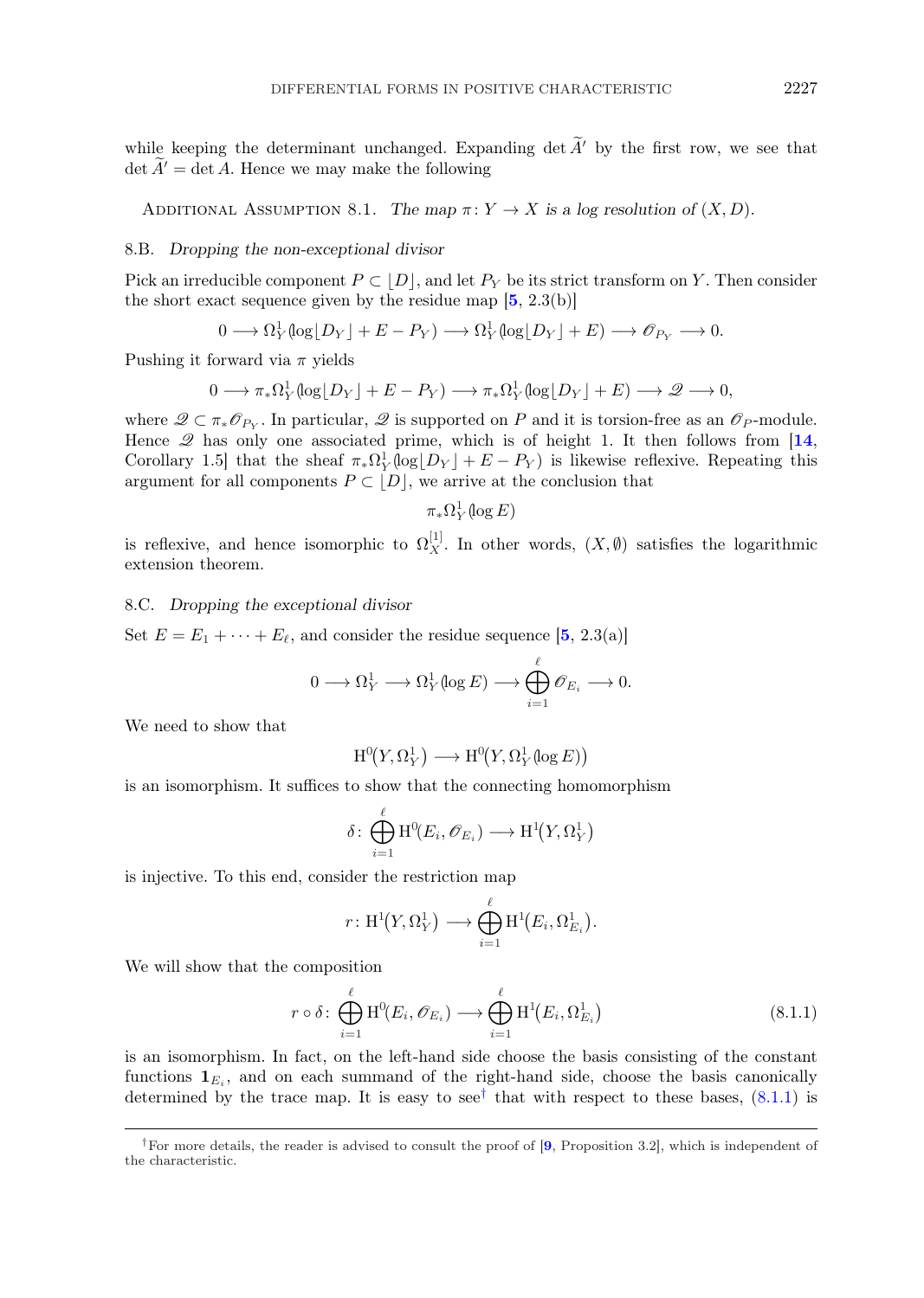while keeping the determinant unchanged. Expanding $\det \widetilde{A}'$ by the first row, we see that $\det \widetilde{A}' = \det A$. Hence we may make the following

Additional Assumption 8.1. *The map $\pi\colon Y \to X$ is a log resolution of $(X, D)$.*

### 8.B. *Dropping the non-exceptional divisor*

Pick an irreducible component $P \subset \lfloor D \rfloor$, and let $P_Y$ be its strict transform on $Y$. Then consider the short exact sequence given by the residue map [5, 2.3(b)]

$$0 \longrightarrow \Omega^1_Y(\log \lfloor D_Y \rfloor + E - P_Y) \longrightarrow \Omega^1_Y(\log \lfloor D_Y \rfloor + E) \longrightarrow \mathscr{O}_{P_Y} \longrightarrow 0.$$

Pushing it forward via $\pi$ yields

$$0 \longrightarrow \pi_*\Omega^1_Y(\log \lfloor D_Y \rfloor + E - P_Y) \longrightarrow \pi_*\Omega^1_Y(\log \lfloor D_Y \rfloor + E) \longrightarrow \mathscr{Q} \longrightarrow 0,$$

where $\mathscr{Q} \subset \pi_*\mathscr{O}_{P_Y}$. In particular, $\mathscr{Q}$ is supported on $P$ and it is torsion-free as an $\mathscr{O}_P$-module. Hence $\mathscr{Q}$ has only one associated prime, which is of height 1. It then follows from [14, Corollary 1.5] that the sheaf $\pi_*\Omega^1_Y(\log \lfloor D_Y \rfloor + E - P_Y)$ is likewise reflexive. Repeating this argument for all components $P \subset \lfloor D \rfloor$, we arrive at the conclusion that

$$\pi_*\Omega^1_Y(\log E)$$

is reflexive, and hence isomorphic to $\Omega^{[1]}_X$. In other words, $(X, \emptyset)$ satisfies the logarithmic extension theorem.

### 8.C. *Dropping the exceptional divisor*

Set $E = E_1 + \cdots + E_\ell$, and consider the residue sequence [5, 2.3(a)]

$$0 \longrightarrow \Omega^1_Y \longrightarrow \Omega^1_Y(\log E) \longrightarrow \bigoplus_{i=1}^{\ell} \mathscr{O}_{E_i} \longrightarrow 0.$$

We need to show that

$$\mathrm{H}^0\big(Y, \Omega^1_Y\big) \longrightarrow \mathrm{H}^0\big(Y, \Omega^1_Y(\log E)\big)$$

is an isomorphism. It suffices to show that the connecting homomorphism

$$\delta\colon \bigoplus_{i=1}^{\ell} \mathrm{H}^0(E_i, \mathscr{O}_{E_i}) \longrightarrow \mathrm{H}^1\big(Y, \Omega^1_Y\big)$$

is injective. To this end, consider the restriction map

$$r\colon \mathrm{H}^1\big(Y, \Omega^1_Y\big) \longrightarrow \bigoplus_{i=1}^{\ell} \mathrm{H}^1\big(E_i, \Omega^1_{E_i}\big).$$

We will show that the composition

$$r \circ \delta\colon \bigoplus_{i=1}^{\ell} \mathrm{H}^0(E_i, \mathscr{O}_{E_i}) \longrightarrow \bigoplus_{i=1}^{\ell} \mathrm{H}^1\big(E_i, \Omega^1_{E_i}\big) \tag{8.1.1}$$

is an isomorphism. In fact, on the left-hand side choose the basis consisting of the constant functions $\mathbf{1}_{E_i}$, and on each summand of the right-hand side, choose the basis canonically determined by the trace map. It is easy to see[†] that with respect to these bases, (8.1.1) is

[†] For more details, the reader is advised to consult the proof of [9, Proposition 3.2], which is independent of the characteristic.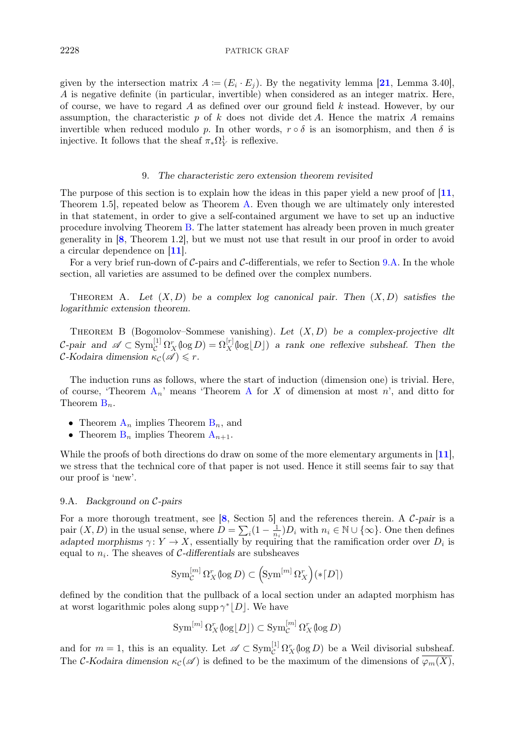given by the intersection matrix $A := (E_i \cdot E_j)$. By the negativity lemma [21, Lemma 3.40], $A$ is negative definite (in particular, invertible) when considered as an integer matrix. Here, of course, we have to regard $A$ as defined over our ground field $k$ instead. However, by our assumption, the characteristic $p$ of $k$ does not divide $\det A$. Hence the matrix $A$ remains invertible when reduced modulo $p$. In other words, $r \circ \delta$ is an isomorphism, and then $\delta$ is injective. It follows that the sheaf $\pi_* \Omega^1_Y$ is reflexive.

## 9. *The characteristic zero extension theorem revisited*

The purpose of this section is to explain how the ideas in this paper yield a new proof of [11, Theorem 1.5], repeated below as Theorem A. Even though we are ultimately only interested in that statement, in order to give a self-contained argument we have to set up an inductive procedure involving Theorem B. The latter statement has already been proven in much greater generality in [8, Theorem 1.2], but we must not use that result in our proof in order to avoid a circular dependence on [11].

For a very brief run-down of $\mathcal{C}$-pairs and $\mathcal{C}$-differentials, we refer to Section 9.A. In the whole section, all varieties are assumed to be defined over the complex numbers.

Theorem A. *Let $(X, D)$ be a complex log canonical pair. Then $(X, D)$ satisfies the logarithmic extension theorem.*

Theorem B (Bogomolov–Sommese vanishing). *Let $(X, D)$ be a complex-projective dlt $\mathcal{C}$-pair and $\mathscr{A} \subset \mathrm{Sym}^{[1]}_{\mathcal{C}} \Omega^r_X(\log D) = \Omega^{[r]}_X(\log \lfloor D \rfloor)$ a rank one reflexive subsheaf. Then the $\mathcal{C}$-Kodaira dimension $\kappa_{\mathcal{C}}(\mathscr{A}) \leqslant r$.*

The induction runs as follows, where the start of induction (dimension one) is trivial. Here, of course, 'Theorem $\mathrm{A}_n$' means 'Theorem A for $X$ of dimension at most $n$', and ditto for Theorem $\mathrm{B}_n$.

- Theorem $\mathrm{A}_n$ implies Theorem $\mathrm{B}_n$, and
- Theorem $\mathrm{B}_n$ implies Theorem $\mathrm{A}_{n+1}$.

While the proofs of both directions do draw on some of the more elementary arguments in [11], we stress that the technical core of that paper is not used. Hence it still seems fair to say that our proof is 'new'.

### 9.A. *Background on $\mathcal{C}$-pairs*

For a more thorough treatment, see [8, Section 5] and the references therein. A *$\mathcal{C}$-pair* is a pair $(X, D)$ in the usual sense, where $D = \sum_i (1 - \frac{1}{n_i}) D_i$ with $n_i \in \mathbb{N} \cup \{\infty\}$. One then defines *adapted morphisms* $\gamma \colon Y \to X$, essentially by requiring that the ramification order over $D_i$ is equal to $n_i$. The sheaves of *$\mathcal{C}$-differentials* are subsheaves

$$\mathrm{Sym}^{[m]}_{\mathcal{C}} \Omega^r_X(\log D) \subset \left(\mathrm{Sym}^{[m]} \Omega^r_X\right)(*\lceil D \rceil)$$

defined by the condition that the pullback of a local section under an adapted morphism has at worst logarithmic poles along $\operatorname{supp} \gamma^* \lfloor D \rfloor$. We have

$$\mathrm{Sym}^{[m]} \Omega^r_X(\log \lfloor D \rfloor) \subset \mathrm{Sym}^{[m]}_{\mathcal{C}} \Omega^r_X(\log D)$$

and for $m = 1$, this is an equality. Let $\mathscr{A} \subset \mathrm{Sym}^{[1]}_{\mathcal{C}} \Omega^r_X(\log D)$ be a Weil divisorial subsheaf. The *$\mathcal{C}$-Kodaira dimension* $\kappa_{\mathcal{C}}(\mathscr{A})$ is defined to be the maximum of the dimensions of $\overline{\varphi_m(X)}$,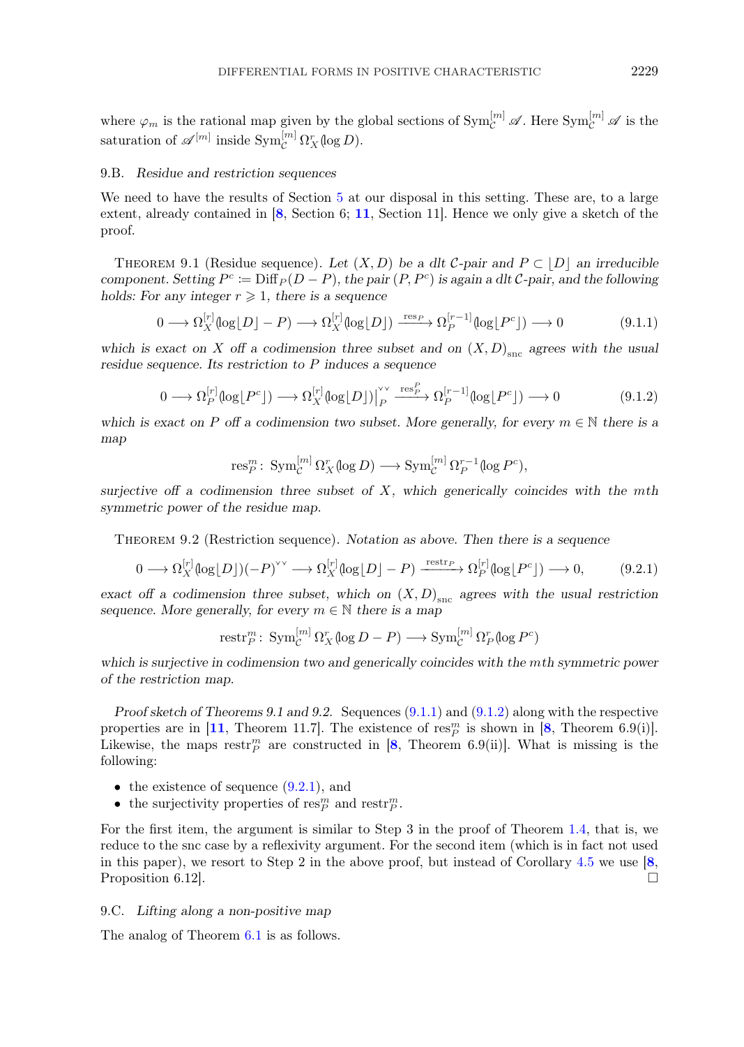where $\varphi_m$ is the rational map given by the global sections of $\operatorname{Sym}^{[m]}_{\mathcal{C}} \mathscr{A}$. Here $\operatorname{Sym}^{[m]}_{\mathcal{C}} \mathscr{A}$ is the saturation of $\mathscr{A}^{[m]}$ inside $\operatorname{Sym}^{[m]}_{\mathcal{C}} \Omega^r_X(\log D)$.

### 9.B. *Residue and restriction sequences*

We need to have the results of Section 5 at our disposal in this setting. These are, to a large extent, already contained in [**8**, Section 6; **11**, Section 11]. Hence we only give a sketch of the proof.

Theorem 9.1 (Residue sequence). *Let $(X, D)$ be a dlt $\mathcal{C}$-pair and $P \subset \lfloor D \rfloor$ an irreducible component. Setting $P^c := \operatorname{Diff}_P(D - P)$, the pair $(P, P^c)$ is again a dlt $\mathcal{C}$-pair, and the following holds: For any integer $r \geqslant 1$, there is a sequence*

$$0 \longrightarrow \Omega^{[r]}_X(\log \lfloor D \rfloor - P) \longrightarrow \Omega^{[r]}_X(\log \lfloor D \rfloor) \xrightarrow{\operatorname{res}_P} \Omega^{[r-1]}_P(\log \lfloor P^c \rfloor) \longrightarrow 0 \tag{9.1.1}$$

*which is exact on $X$ off a codimension three subset and on $(X, D)_{\mathrm{snc}}$ agrees with the usual residue sequence. Its restriction to $P$ induces a sequence*

$$0 \longrightarrow \Omega^{[r]}_P(\log \lfloor P^c \rfloor) \longrightarrow \Omega^{[r]}_X(\log \lfloor D \rfloor)\big|_P^{\vee\vee} \xrightarrow{\operatorname{res}^P_P} \Omega^{[r-1]}_P(\log \lfloor P^c \rfloor) \longrightarrow 0 \tag{9.1.2}$$

*which is exact on $P$ off a codimension two subset. More generally, for every $m \in \mathbb{N}$ there is a map*

$$\operatorname{res}^m_P \colon \operatorname{Sym}^{[m]}_{\mathcal{C}} \Omega^r_X(\log D) \longrightarrow \operatorname{Sym}^{[m]}_{\mathcal{C}} \Omega^{r-1}_P(\log P^c),$$

*surjective off a codimension three subset of $X$, which generically coincides with the $m$th symmetric power of the residue map.*

Theorem 9.2 (Restriction sequence). *Notation as above. Then there is a sequence*

$$0 \longrightarrow \Omega^{[r]}_X(\log \lfloor D \rfloor)(-P)^{\vee\vee} \longrightarrow \Omega^{[r]}_X(\log \lfloor D \rfloor - P) \xrightarrow{\operatorname{restr}_P} \Omega^{[r]}_P(\log \lfloor P^c \rfloor) \longrightarrow 0, \tag{9.2.1}$$

*exact off a codimension three subset, which on $(X, D)_{\mathrm{snc}}$ agrees with the usual restriction sequence. More generally, for every $m \in \mathbb{N}$ there is a map*

$$\operatorname{restr}^m_P \colon \operatorname{Sym}^{[m]}_{\mathcal{C}} \Omega^r_X(\log D - P) \longrightarrow \operatorname{Sym}^{[m]}_{\mathcal{C}} \Omega^r_P(\log P^c)$$

*which is surjective in codimension two and generically coincides with the $m$th symmetric power of the restriction map.*

*Proof sketch of Theorems 9.1 and 9.2.* Sequences (9.1.1) and (9.1.2) along with the respective properties are in [**11**, Theorem 11.7]. The existence of $\operatorname{res}^m_P$ is shown in [**8**, Theorem 6.9(i)]. Likewise, the maps $\operatorname{restr}^m_P$ are constructed in [**8**, Theorem 6.9(ii)]. What is missing is the following:

- the existence of sequence (9.2.1), and
- the surjectivity properties of $\operatorname{res}^m_P$ and $\operatorname{restr}^m_P$.

For the first item, the argument is similar to Step 3 in the proof of Theorem 1.4, that is, we reduce to the snc case by a reflexivity argument. For the second item (which is in fact not used in this paper), we resort to Step 2 in the above proof, but instead of Corollary 4.5 we use [**8**, Proposition 6.12]. □

### 9.C. *Lifting along a non-positive map*

The analog of Theorem 6.1 is as follows.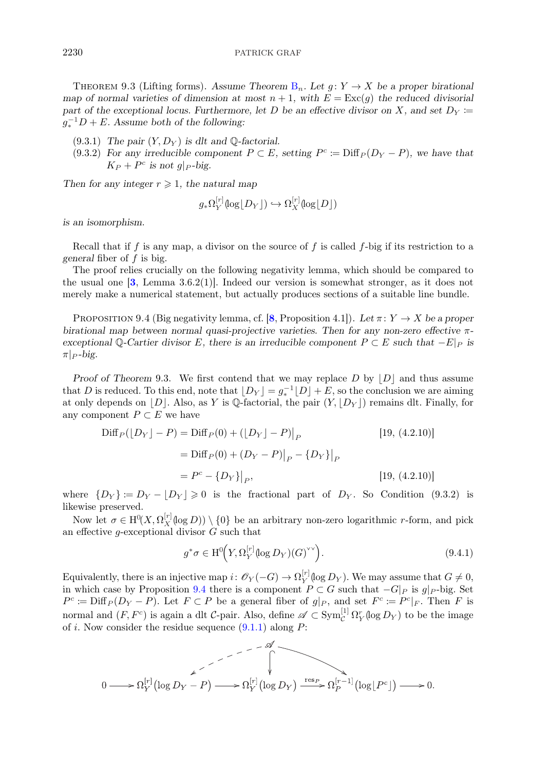THEOREM 9.3 (Lifting forms). *Assume Theorem* $\mathrm{B}_n$. *Let* $g\colon Y \to X$ *be a proper birational map of normal varieties of dimension at most* $n+1$, *with* $E = \operatorname{Exc}(g)$ *the reduced divisorial part of the exceptional locus. Furthermore, let* $D$ *be an effective divisor on* $X$, *and set* $D_Y := g_*^{-1}D + E$. *Assume both of the following:*

(9.3.1) *The pair* $(Y, D_Y)$ *is dlt and* $\mathbb{Q}$*-factorial.*

(9.3.2) *For any irreducible component* $P \subset E$, *setting* $P^c := \operatorname{Diff}_P(D_Y - P)$, *we have that* $K_P + P^c$ *is not* $g|_P$*-big.*

*Then for any integer* $r \geqslant 1$, *the natural map*

$$g_*\Omega_Y^{[r]}(\log\lfloor D_Y\rfloor) \hookrightarrow \Omega_X^{[r]}(\log\lfloor D\rfloor)$$

*is an isomorphism.*

Recall that if $f$ is any map, a divisor on the source of $f$ is called $f$-big if its restriction to a *general* fiber of $f$ is big.

The proof relies crucially on the following negativity lemma, which should be compared to the usual one [3, Lemma 3.6.2(1)]. Indeed our version is somewhat stronger, as it does not merely make a numerical statement, but actually produces sections of a suitable line bundle.

PROPOSITION 9.4 (Big negativity lemma, cf. [8, Proposition 4.1]). *Let* $\pi\colon Y \to X$ *be a proper birational map between normal quasi-projective varieties. Then for any non-zero effective* $\pi$*-exceptional* $\mathbb{Q}$*-Cartier divisor* $E$, *there is an irreducible component* $P \subset E$ *such that* $-E|_P$ *is* $\pi|_P$*-big.*

*Proof of Theorem* 9.3. We first contend that we may replace $D$ by $\lfloor D\rfloor$ and thus assume that $D$ is reduced. To this end, note that $\lfloor D_Y\rfloor = g_*^{-1}\lfloor D\rfloor + E$, so the conclusion we are aiming at only depends on $\lfloor D\rfloor$. Also, as $Y$ is $\mathbb{Q}$-factorial, the pair $(Y, \lfloor D_Y\rfloor)$ remains dlt. Finally, for any component $P \subset E$ we have

$$\begin{aligned}
\operatorname{Diff}_P(\lfloor D_Y\rfloor - P) &= \operatorname{Diff}_P(0) + (\lfloor D_Y\rfloor - P)\big|_P && [19,\ (4.2.10)]\\
&= \operatorname{Diff}_P(0) + (D_Y - P)\big|_P - \{D_Y\}\big|_P\\
&= P^c - \{D_Y\}\big|_P, && [19,\ (4.2.10)]
\end{aligned}$$

where $\{D_Y\} := D_Y - \lfloor D_Y\rfloor \geqslant 0$ is the fractional part of $D_Y$. So Condition (9.3.2) is likewise preserved.

Now let $\sigma \in \mathrm{H}^0(X, \Omega_X^{[r]}(\log D)) \setminus \{0\}$ be an arbitrary non-zero logarithmic $r$-form, and pick an effective $g$-exceptional divisor $G$ such that

$$g^*\sigma \in \mathrm{H}^0\Big(Y, \Omega_Y^{[r]}(\log D_Y)(G)^{\vee\vee}\Big). \tag{9.4.1}$$

Equivalently, there is an injective map $i\colon \mathscr{O}_Y(-G) \to \Omega_Y^{[r]}(\log D_Y)$. We may assume that $G \neq 0$, in which case by Proposition 9.4 there is a component $P \subset G$ such that $-G|_P$ is $g|_P$-big. Set $P^c := \operatorname{Diff}_P(D_Y - P)$. Let $F \subset P$ be a general fiber of $g|_P$, and set $F^c := P^c|_F$. Then $F$ is normal and $(F, F^c)$ is again a dlt $\mathcal{C}$-pair. Also, define $\mathscr{A} \subset \operatorname{Sym}_{\mathcal{C}}^{[1]}\Omega_Y^r(\log D_Y)$ to be the image of $i$. Now consider the residue sequence (9.1.1) along $P$:

$$\begin{array}{ccccccccc}
 & & & & \mathscr{A} & & & & \\
 & & & \swarrow & \downarrow & \searrow & & & \\
0 & \longrightarrow & \Omega_Y^{[r]}\big(\log D_Y - P\big) & \longrightarrow & \Omega_Y^{[r]}\big(\log D_Y\big) & \xrightarrow{\ \operatorname{res}_P\ } & \Omega_P^{[r-1]}\big(\log\lfloor P^c\rfloor\big) & \longrightarrow & 0.
\end{array}$$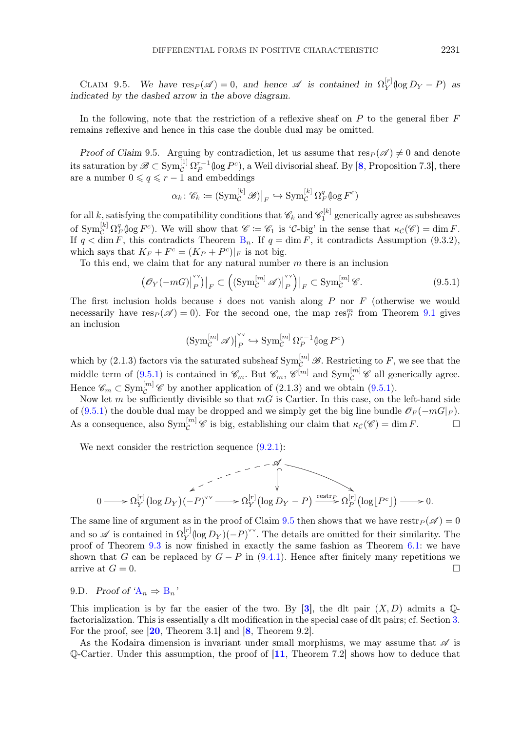Claim 9.5. *We have* $\mathrm{res}_P(\mathscr{A}) = 0$, *and hence* $\mathscr{A}$ *is contained in* $\Omega_Y^{[r]}(\log D_Y - P)$ *as indicated by the dashed arrow in the above diagram.*

In the following, note that the restriction of a reflexive sheaf on $P$ to the general fiber $F$ remains reflexive and hence in this case the double dual may be omitted.

*Proof of Claim* 9.5. Arguing by contradiction, let us assume that $\mathrm{res}_P(\mathscr{A}) \neq 0$ and denote its saturation by $\mathscr{B} \subset \mathrm{Sym}_{\mathcal{C}}^{[1]} \Omega_P^{r-1}(\log P^c)$, a Weil divisorial sheaf. By [8, Proposition 7.3], there are a number $0 \leqslant q \leqslant r-1$ and embeddings

$$\alpha_k \colon \mathscr{C}_k := \left(\mathrm{Sym}_{\mathcal{C}}^{[k]} \mathscr{B}\right)\big|_F \hookrightarrow \mathrm{Sym}_{\mathcal{C}}^{[k]} \Omega_F^{q}(\log F^c)$$

for all $k$, satisfying the compatibility conditions that $\mathscr{C}_k$ and $\mathscr{C}_1^{[k]}$ generically agree as subsheaves of $\mathrm{Sym}_{\mathcal{C}}^{[k]} \Omega_F^q(\log F^c)$. We will show that $\mathscr{C} := \mathscr{C}_1$ is '$\mathcal{C}$-big' in the sense that $\kappa_{\mathcal{C}}(\mathscr{C}) = \dim F$. If $q < \dim F$, this contradicts Theorem B$_n$. If $q = \dim F$, it contradicts Assumption (9.3.2), which says that $K_F + F^c = (K_P + P^c)|_F$ is not big.

To this end, we claim that for any natural number $m$ there is an inclusion

$$\left(\mathscr{O}_Y(-mG)\big|_P^{\vee\vee}\right)\big|_F \subset \left(\left(\mathrm{Sym}_{\mathcal{C}}^{[m]} \mathscr{A}\right)\big|_P^{\vee\vee}\right)\big|_F \subset \mathrm{Sym}_{\mathcal{C}}^{[m]} \mathscr{C}. \tag{9.5.1}$$

The first inclusion holds because $i$ does not vanish along $P$ nor $F$ (otherwise we would necessarily have $\mathrm{res}_P(\mathscr{A}) = 0$). For the second one, the map $\mathrm{res}_P^m$ from Theorem 9.1 gives an inclusion

$$\left(\mathrm{Sym}_{\mathcal{C}}^{[m]} \mathscr{A}\right)\big|_P^{\vee\vee} \hookrightarrow \mathrm{Sym}_{\mathcal{C}}^{[m]} \Omega_P^{r-1}(\log P^c)$$

which by (2.1.3) factors via the saturated subsheaf $\mathrm{Sym}_{\mathcal{C}}^{[m]} \mathscr{B}$. Restricting to $F$, we see that the middle term of (9.5.1) is contained in $\mathscr{C}_m$. But $\mathscr{C}_m$, $\mathscr{C}^{[m]}$ and $\mathrm{Sym}_{\mathcal{C}}^{[m]} \mathscr{C}$ all generically agree. Hence $\mathscr{C}_m \subset \mathrm{Sym}_{\mathcal{C}}^{[m]} \mathscr{C}$ by another application of (2.1.3) and we obtain (9.5.1).

Now let $m$ be sufficiently divisible so that $mG$ is Cartier. In this case, on the left-hand side of (9.5.1) the double dual may be dropped and we simply get the big line bundle $\mathscr{O}_F(-mG|_F)$. As a consequence, also $\mathrm{Sym}_{\mathcal{C}}^{[m]} \mathscr{C}$ is big, establishing our claim that $\kappa_{\mathcal{C}}(\mathscr{C}) = \dim F$. $\square$

We next consider the restriction sequence (9.2.1):

$$0 \longrightarrow \Omega_Y^{[r]}(\log D_Y)(-P)^{\vee\vee} \longrightarrow \Omega_Y^{[r]}(\log D_Y - P) \xrightarrow{\ \mathrm{restr}_P\ } \Omega_P^{[r]}(\log\lfloor P^c \rfloor) \longrightarrow 0,$$

with $\mathscr{A} \hookrightarrow \Omega_Y^{[r]}(\log D_Y - P)$, a dashed arrow from $\mathscr{A}$ to $\Omega_Y^{[r]}(\log D_Y)(-P)^{\vee\vee}$, and an arrow from $\mathscr{A}$ to $\Omega_P^{[r]}(\log\lfloor P^c \rfloor)$.

The same line of argument as in the proof of Claim 9.5 then shows that we have $\mathrm{restr}_P(\mathscr{A}) = 0$ and so $\mathscr{A}$ is contained in $\Omega_Y^{[r]}(\log D_Y)(-P)^{\vee\vee}$. The details are omitted for their similarity. The proof of Theorem 9.3 is now finished in exactly the same fashion as Theorem 6.1: we have shown that $G$ can be replaced by $G - P$ in (9.4.1). Hence after finitely many repetitions we arrive at $G = 0$. $\square$

### 9.D. *Proof of* '$\mathrm{A}_n \Rightarrow \mathrm{B}_n$'

This implication is by far the easier of the two. By [3], the dlt pair $(X, D)$ admits a $\mathbb{Q}$-factorialization. This is essentially a dlt modification in the special case of dlt pairs; cf. Section 3. For the proof, see [20, Theorem 3.1] and [8, Theorem 9.2].

As the Kodaira dimension is invariant under small morphisms, we may assume that $\mathscr{A}$ is $\mathbb{Q}$-Cartier. Under this assumption, the proof of [11, Theorem 7.2] shows how to deduce that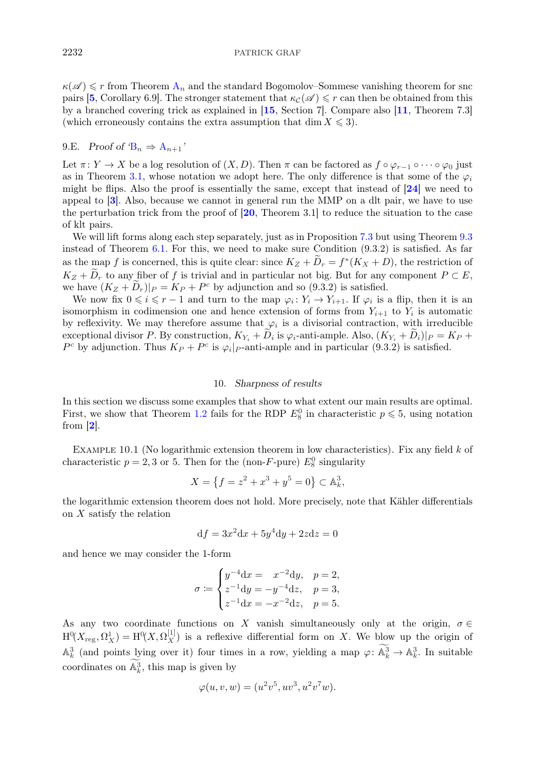$\kappa(\mathscr{A}) \leqslant r$ from Theorem $A_n$ and the standard Bogomolov–Sommese vanishing theorem for snc pairs [5, Corollary 6.9]. The stronger statement that $\kappa_{\mathcal{C}}(\mathscr{A}) \leqslant r$ can then be obtained from this by a branched covering trick as explained in [15, Section 7]. Compare also [11, Theorem 7.3] (which erroneously contains the extra assumption that $\dim X \leqslant 3$).

### 9.E. *Proof of '$B_n \Rightarrow A_{n+1}$'*

Let $\pi\colon Y \to X$ be a log resolution of $(X, D)$. Then $\pi$ can be factored as $f \circ \varphi_{r-1} \circ \cdots \circ \varphi_0$ just as in Theorem 3.1, whose notation we adopt here. The only difference is that some of the $\varphi_i$ might be flips. Also the proof is essentially the same, except that instead of [24] we need to appeal to [3]. Also, because we cannot in general run the MMP on a dlt pair, we have to use the perturbation trick from the proof of [20, Theorem 3.1] to reduce the situation to the case of klt pairs.

We will lift forms along each step separately, just as in Proposition 7.3 but using Theorem 9.3 instead of Theorem 6.1. For this, we need to make sure Condition (9.3.2) is satisfied. As far as the map $f$ is concerned, this is quite clear: since $K_Z + \widetilde{D}_r = f^*(K_X + D)$, the restriction of $K_Z + \widetilde{D}_r$ to any fiber of $f$ is trivial and in particular not big. But for any component $P \subset E$, we have $(K_Z + \widetilde{D}_r)|_P = K_P + P^c$ by adjunction and so (9.3.2) is satisfied.

We now fix $0 \leqslant i \leqslant r-1$ and turn to the map $\varphi_i\colon Y_i \to Y_{i+1}$. If $\varphi_i$ is a flip, then it is an isomorphism in codimension one and hence extension of forms from $Y_{i+1}$ to $Y_i$ is automatic by reflexivity. We may therefore assume that $\varphi_i$ is a divisorial contraction, with irreducible exceptional divisor $P$. By construction, $K_{Y_i} + \widetilde{D}_i$ is $\varphi_i$-anti-ample. Also, $(K_{Y_i} + \widetilde{D}_i)|_P = K_P + P^c$ by adjunction. Thus $K_P + P^c$ is $\varphi_i|_P$-anti-ample and in particular (9.3.2) is satisfied.

## 10. *Sharpness of results*

In this section we discuss some examples that show to what extent our main results are optimal. First, we show that Theorem 1.2 fails for the RDP $E_8^0$ in characteristic $p \leqslant 5$, using notation from [2].

Example 10.1 (No logarithmic extension theorem in low characteristics). Fix any field $k$ of characteristic $p = 2, 3$ or $5$. Then for the (non-$F$-pure) $E_8^0$ singularity

$$X = \left\{ f = z^2 + x^3 + y^5 = 0 \right\} \subset \mathbb{A}^3_k,$$

the logarithmic extension theorem does not hold. More precisely, note that Kähler differentials on $X$ satisfy the relation

$$\mathrm{d}f = 3x^2\mathrm{d}x + 5y^4\mathrm{d}y + 2z\mathrm{d}z = 0$$

and hence we may consider the 1-form

$$\sigma := \begin{cases} y^{-4}\mathrm{d}x = \phantom{-}x^{-2}\mathrm{d}y, & p = 2, \\ z^{-1}\mathrm{d}y = -y^{-4}\mathrm{d}z, & p = 3, \\ z^{-1}\mathrm{d}x = -x^{-2}\mathrm{d}z, & p = 5. \end{cases}$$

As any two coordinate functions on $X$ vanish simultaneously only at the origin, $\sigma \in \mathrm{H}^0(X_{\mathrm{reg}}, \Omega^1_X) = \mathrm{H}^0(X, \Omega^{[1]}_X)$ is a reflexive differential form on $X$. We blow up the origin of $\mathbb{A}^3_k$ (and points lying over it) four times in a row, yielding a map $\varphi\colon \widetilde{\mathbb{A}}^3_k \to \mathbb{A}^3_k$. In suitable coordinates on $\widetilde{\mathbb{A}}^3_k$, this map is given by

$$\varphi(u, v, w) = (u^2v^5, uv^3, u^2v^7w).$$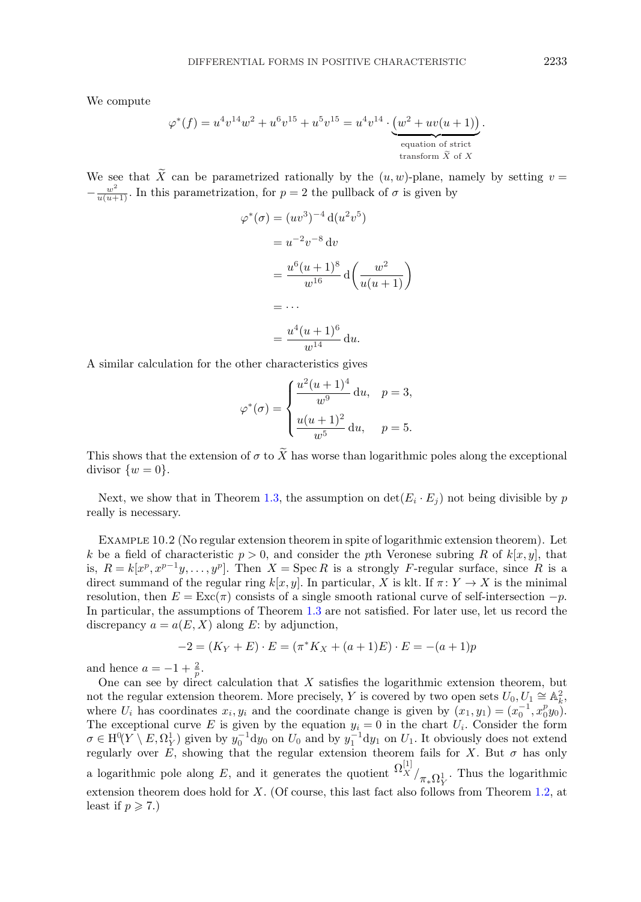We compute

$$\varphi^*(f) = u^4v^{14}w^2 + u^6v^{15} + u^5v^{15} = u^4v^{14} \cdot \underbrace{\left(w^2 + uv(u+1)\right)}_{\substack{\text{equation of strict} \\ \text{transform } \widetilde{X} \text{ of } X}}.$$

We see that $\widetilde{X}$ can be parametrized rationally by the $(u,w)$-plane, namely by setting $v = -\frac{w^2}{u(u+1)}$. In this parametrization, for $p=2$ the pullback of $\sigma$ is given by

$$\begin{aligned}
\varphi^*(\sigma) &= (uv^3)^{-4}\,\mathrm{d}(u^2v^5) \\
&= u^{-2}v^{-8}\,\mathrm{d}v \\
&= \frac{u^6(u+1)^8}{w^{16}}\,\mathrm{d}\!\left(\frac{w^2}{u(u+1)}\right) \\
&= \cdots \\
&= \frac{u^4(u+1)^6}{w^{14}}\,\mathrm{d}u.
\end{aligned}$$

A similar calculation for the other characteristics gives

$$\varphi^*(\sigma) = \begin{cases} \dfrac{u^2(u+1)^4}{w^9}\,\mathrm{d}u, & p=3, \\[2ex] \dfrac{u(u+1)^2}{w^5}\,\mathrm{d}u, & p=5. \end{cases}$$

This shows that the extension of $\sigma$ to $\widetilde{X}$ has worse than logarithmic poles along the exceptional divisor $\{w=0\}$.

Next, we show that in Theorem 1.3, the assumption on $\det(E_i \cdot E_j)$ not being divisible by $p$ really is necessary.

Example 10.2 (No regular extension theorem in spite of logarithmic extension theorem). Let $k$ be a field of characteristic $p > 0$, and consider the $p$th Veronese subring $R$ of $k[x,y]$, that is, $R = k[x^p, x^{p-1}y, \ldots, y^p]$. Then $X = \operatorname{Spec} R$ is a strongly $F$-regular surface, since $R$ is a direct summand of the regular ring $k[x,y]$. In particular, $X$ is klt. If $\pi\colon Y \to X$ is the minimal resolution, then $E = \operatorname{Exc}(\pi)$ consists of a single smooth rational curve of self-intersection $-p$. In particular, the assumptions of Theorem 1.3 are not satisfied. For later use, let us record the discrepancy $a = a(E,X)$ along $E$: by adjunction,

$$-2 = (K_Y + E) \cdot E = (\pi^*K_X + (a+1)E) \cdot E = -(a+1)p$$

and hence $a = -1 + \frac{2}{p}$.

One can see by direct calculation that $X$ satisfies the logarithmic extension theorem, but not the regular extension theorem. More precisely, $Y$ is covered by two open sets $U_0, U_1 \cong \mathbb{A}^2_k$, where $U_i$ has coordinates $x_i, y_i$ and the coordinate change is given by $(x_1, y_1) = (x_0^{-1}, x_0^p y_0)$. The exceptional curve $E$ is given by the equation $y_i = 0$ in the chart $U_i$. Consider the form $\sigma \in \mathrm{H}^0(Y \setminus E, \Omega^1_Y)$ given by $y_0^{-1}\mathrm{d}y_0$ on $U_0$ and by $y_1^{-1}\mathrm{d}y_1$ on $U_1$. It obviously does not extend regularly over $E$, showing that the regular extension theorem fails for $X$. But $\sigma$ has only a logarithmic pole along $E$, and it generates the quotient $\Omega^{[1]}_X \big/ \pi_*\Omega^1_Y$. Thus the logarithmic extension theorem does hold for $X$. (Of course, this last fact also follows from Theorem 1.2, at least if $p \geqslant 7$.)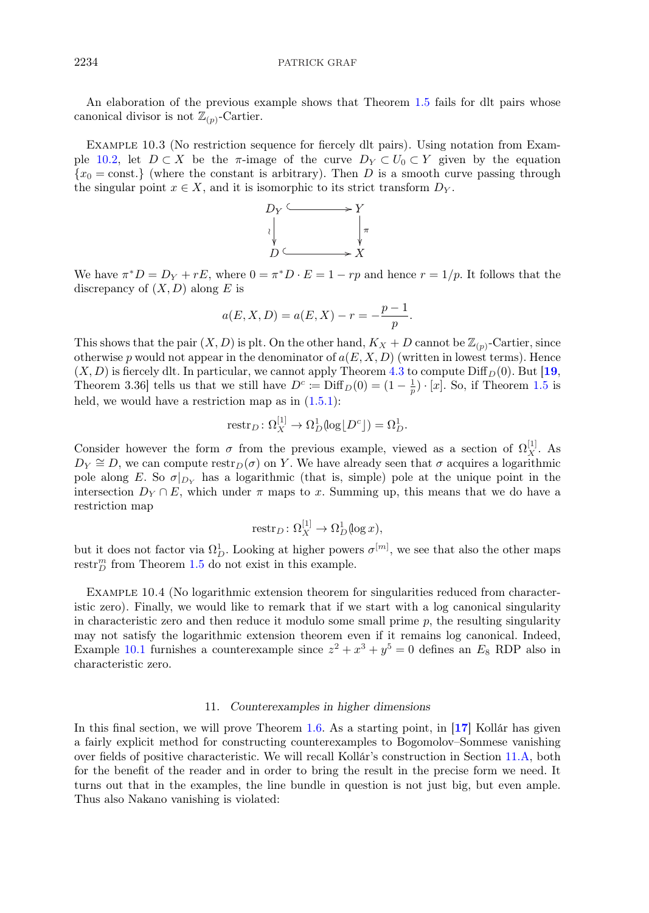An elaboration of the previous example shows that Theorem 1.5 fails for dlt pairs whose canonical divisor is not $\mathbb{Z}_{(p)}$-Cartier.

Example 10.3 (No restriction sequence for fiercely dlt pairs). Using notation from Example 10.2, let $D \subset X$ be the $\pi$-image of the curve $D_Y \subset U_0 \subset Y$ given by the equation $\{x_0 = \text{const.}\}$ (where the constant is arbitrary). Then $D$ is a smooth curve passing through the singular point $x \in X$, and it is isomorphic to its strict transform $D_Y$.

$$
\begin{array}{ccc}
D_Y & \hookrightarrow & Y \\
\wr\downarrow & & \downarrow\pi \\
D & \hookrightarrow & X
\end{array}
$$

We have $\pi^* D = D_Y + rE$, where $0 = \pi^* D \cdot E = 1 - rp$ and hence $r = 1/p$. It follows that the discrepancy of $(X, D)$ along $E$ is

$$
a(E, X, D) = a(E, X) - r = -\frac{p-1}{p}.
$$

This shows that the pair $(X, D)$ is plt. On the other hand, $K_X + D$ cannot be $\mathbb{Z}_{(p)}$-Cartier, since otherwise $p$ would not appear in the denominator of $a(E, X, D)$ (written in lowest terms). Hence $(X, D)$ is fiercely dlt. In particular, we cannot apply Theorem 4.3 to compute $\operatorname{Diff}_D(0)$. But [**19**, Theorem 3.36] tells us that we still have $D^c := \operatorname{Diff}_D(0) = (1 - \frac{1}{p}) \cdot [x]$. So, if Theorem 1.5 is held, we would have a restriction map as in (1.5.1):

$$
\operatorname{restr}_D \colon \Omega_X^{[1]} \to \Omega_D^1(\log \lfloor D^c \rfloor) = \Omega_D^1.
$$

Consider however the form $\sigma$ from the previous example, viewed as a section of $\Omega_X^{[1]}$. As $D_Y \cong D$, we can compute $\operatorname{restr}_D(\sigma)$ on $Y$. We have already seen that $\sigma$ acquires a logarithmic pole along $E$. So $\sigma|_{D_Y}$ has a logarithmic (that is, simple) pole at the unique point in the intersection $D_Y \cap E$, which under $\pi$ maps to $x$. Summing up, this means that we do have a restriction map

$$
\operatorname{restr}_D \colon \Omega_X^{[1]} \to \Omega_D^1(\log x),
$$

but it does not factor via $\Omega_D^1$. Looking at higher powers $\sigma^{[m]}$, we see that also the other maps $\operatorname{restr}_D^m$ from Theorem 1.5 do not exist in this example.

Example 10.4 (No logarithmic extension theorem for singularities reduced from characteristic zero). Finally, we would like to remark that if we start with a log canonical singularity in characteristic zero and then reduce it modulo some small prime $p$, the resulting singularity may not satisfy the logarithmic extension theorem even if it remains log canonical. Indeed, Example 10.1 furnishes a counterexample since $z^2 + x^3 + y^5 = 0$ defines an $E_8$ RDP also in characteristic zero.

## 11. *Counterexamples in higher dimensions*

In this final section, we will prove Theorem 1.6. As a starting point, in [**17**] Kollár has given a fairly explicit method for constructing counterexamples to Bogomolov–Sommese vanishing over fields of positive characteristic. We will recall Kollár's construction in Section 11.A, both for the benefit of the reader and in order to bring the result in the precise form we need. It turns out that in the examples, the line bundle in question is not just big, but even ample. Thus also Nakano vanishing is violated: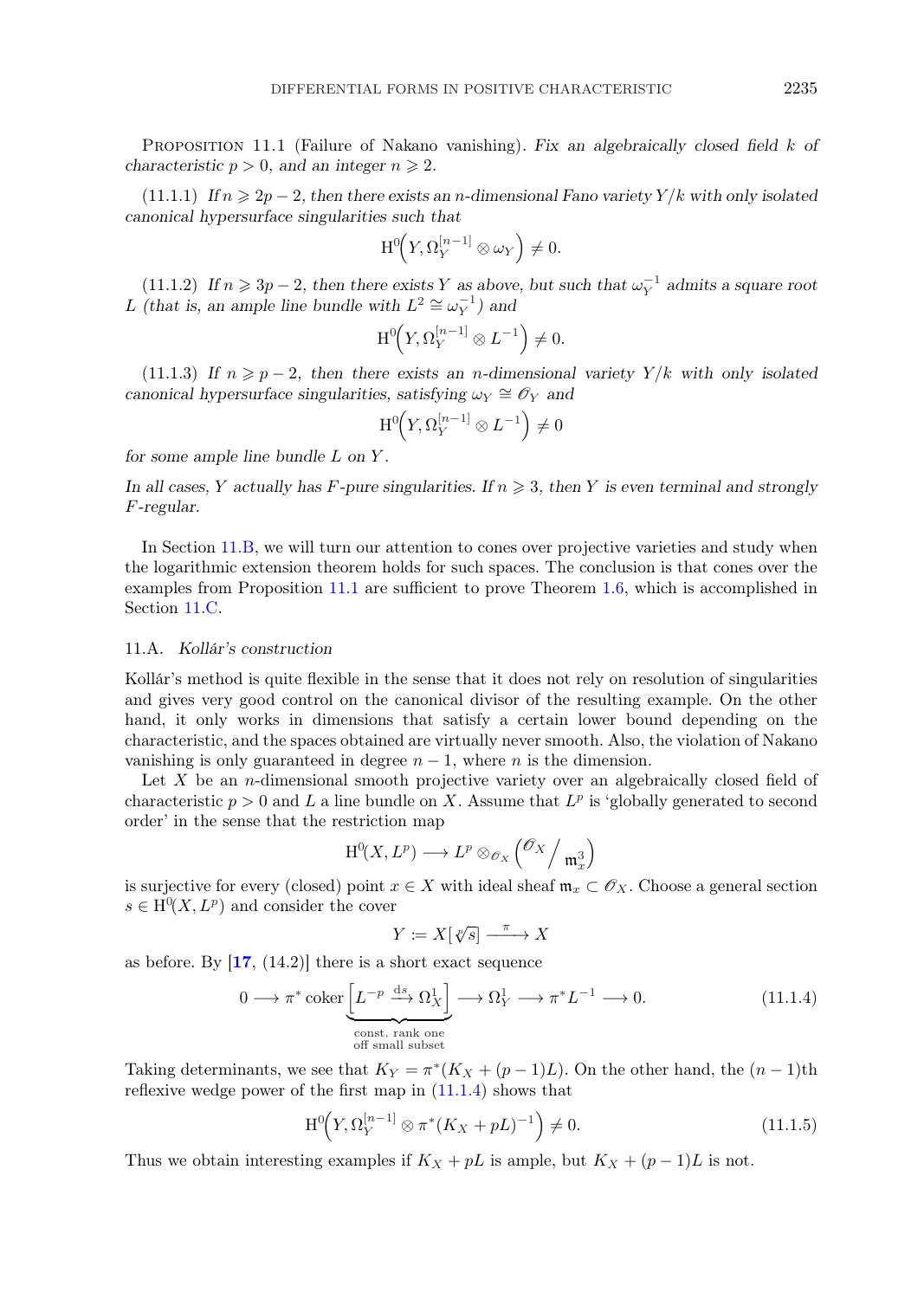Proposition 11.1 (Failure of Nakano vanishing). *Fix an algebraically closed field $k$ of characteristic $p > 0$, and an integer $n \geqslant 2$.*

(11.1.1) *If $n \geqslant 2p-2$, then there exists an $n$-dimensional Fano variety $Y/k$ with only isolated canonical hypersurface singularities such that*

$$\mathrm{H}^0\Big(Y, \Omega_Y^{[n-1]} \otimes \omega_Y\Big) \neq 0.$$

(11.1.2) *If $n \geqslant 3p-2$, then there exists $Y$ as above, but such that $\omega_Y^{-1}$ admits a square root $L$ (that is, an ample line bundle with $L^2 \cong \omega_Y^{-1}$) and*

$$\mathrm{H}^0\Big(Y, \Omega_Y^{[n-1]} \otimes L^{-1}\Big) \neq 0.$$

(11.1.3) *If $n \geqslant p-2$, then there exists an $n$-dimensional variety $Y/k$ with only isolated canonical hypersurface singularities, satisfying $\omega_Y \cong \mathscr{O}_Y$ and*

$$\mathrm{H}^0\Big(Y, \Omega_Y^{[n-1]} \otimes L^{-1}\Big) \neq 0$$

*for some ample line bundle $L$ on $Y$.*

*In all cases, $Y$ actually has $F$-pure singularities. If $n \geqslant 3$, then $Y$ is even terminal and strongly $F$-regular.*

In Section 11.B, we will turn our attention to cones over projective varieties and study when the logarithmic extension theorem holds for such spaces. The conclusion is that cones over the examples from Proposition 11.1 are sufficient to prove Theorem 1.6, which is accomplished in Section 11.C.

### 11.A. *Kollár's construction*

Kollár's method is quite flexible in the sense that it does not rely on resolution of singularities and gives very good control on the canonical divisor of the resulting example. On the other hand, it only works in dimensions that satisfy a certain lower bound depending on the characteristic, and the spaces obtained are virtually never smooth. Also, the violation of Nakano vanishing is only guaranteed in degree $n-1$, where $n$ is the dimension.

Let $X$ be an $n$-dimensional smooth projective variety over an algebraically closed field of characteristic $p > 0$ and $L$ a line bundle on $X$. Assume that $L^p$ is 'globally generated to second order' in the sense that the restriction map

$$\mathrm{H}^0(X, L^p) \longrightarrow L^p \otimes_{\mathscr{O}_X} \left(\mathscr{O}_X \big/ \mathfrak{m}_x^3\right)$$

is surjective for every (closed) point $x \in X$ with ideal sheaf $\mathfrak{m}_x \subset \mathscr{O}_X$. Choose a general section $s \in \mathrm{H}^0(X, L^p)$ and consider the cover

$$Y := X[\sqrt[p]{s}] \xrightarrow{\ \pi\ } X$$

as before. By [17, (14.2)] there is a short exact sequence

$$0 \longrightarrow \pi^* \underbrace{\operatorname{coker}\left[L^{-p} \xrightarrow{\mathrm{d}s} \Omega_X^1\right]}_{\substack{\text{const. rank one} \\ \text{off small subset}}} \longrightarrow \Omega_Y^1 \longrightarrow \pi^* L^{-1} \longrightarrow 0. \tag{11.1.4}$$

Taking determinants, we see that $K_Y = \pi^*(K_X + (p-1)L)$. On the other hand, the $(n-1)$th reflexive wedge power of the first map in (11.1.4) shows that

$$\mathrm{H}^0\Big(Y, \Omega_Y^{[n-1]} \otimes \pi^*(K_X + pL)^{-1}\Big) \neq 0. \tag{11.1.5}$$

Thus we obtain interesting examples if $K_X + pL$ is ample, but $K_X + (p-1)L$ is not.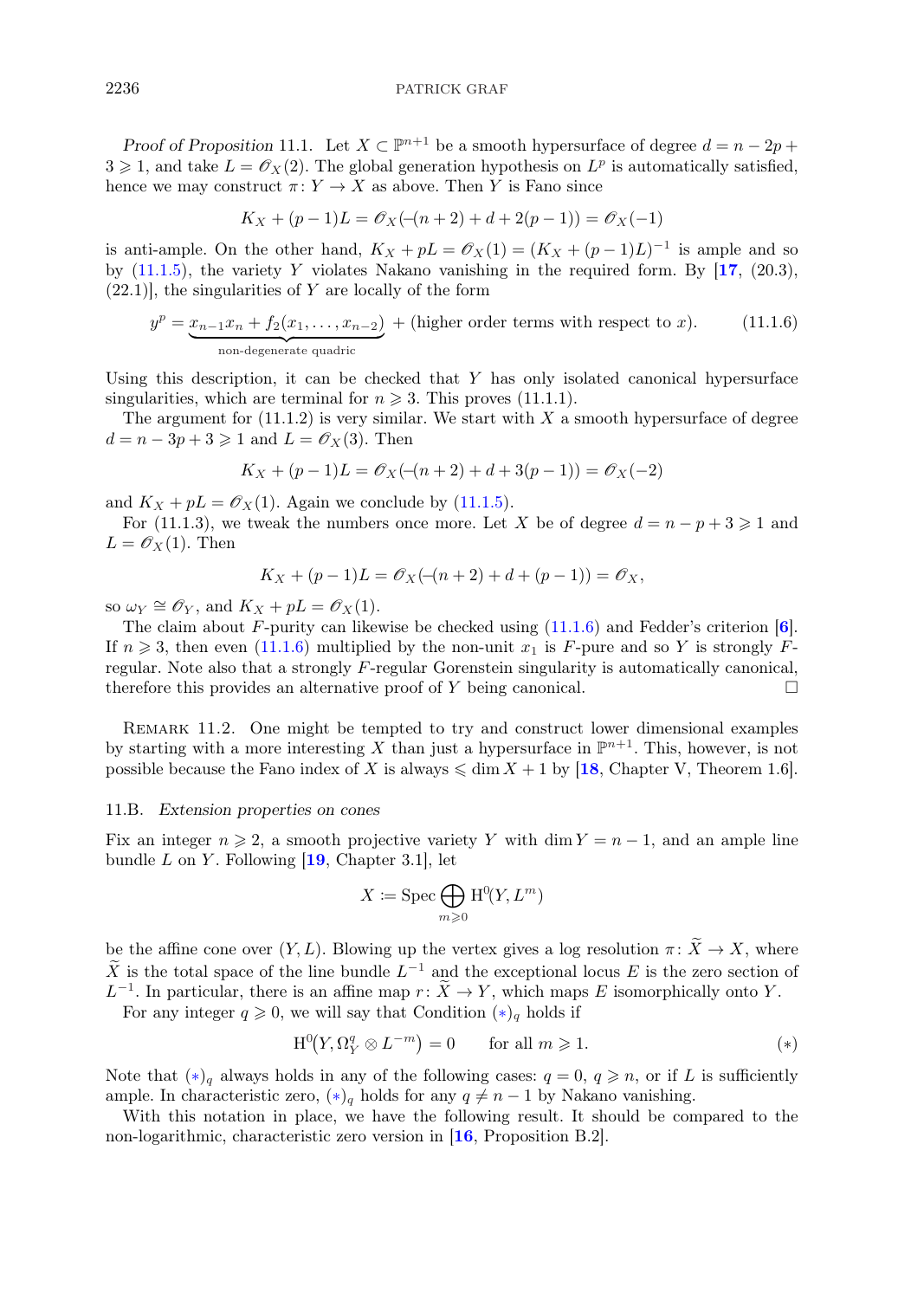*Proof of Proposition* 11.1. Let $X \subset \mathbb{P}^{n+1}$ be a smooth hypersurface of degree $d = n - 2p + 3 \geqslant 1$, and take $L = \mathscr{O}_X(2)$. The global generation hypothesis on $L^p$ is automatically satisfied, hence we may construct $\pi \colon Y \to X$ as above. Then $Y$ is Fano since

$$K_X + (p-1)L = \mathscr{O}_X(-(n+2) + d + 2(p-1)) = \mathscr{O}_X(-1)$$

is anti-ample. On the other hand, $K_X + pL = \mathscr{O}_X(1) = (K_X + (p-1)L)^{-1}$ is ample and so by (11.1.5), the variety $Y$ violates Nakano vanishing in the required form. By [**17**, (20.3), (22.1)], the singularities of $Y$ are locally of the form

$$y^p = \underbrace{x_{n-1}x_n + f_2(x_1, \ldots, x_{n-2})}_{\text{non-degenerate quadric}} + \text{(higher order terms with respect to } x). \tag{11.1.6}$$

Using this description, it can be checked that $Y$ has only isolated canonical hypersurface singularities, which are terminal for $n \geqslant 3$. This proves (11.1.1).

The argument for (11.1.2) is very similar. We start with $X$ a smooth hypersurface of degree $d = n - 3p + 3 \geqslant 1$ and $L = \mathscr{O}_X(3)$. Then

$$K_X + (p-1)L = \mathscr{O}_X(-(n+2) + d + 3(p-1)) = \mathscr{O}_X(-2)$$

and $K_X + pL = \mathscr{O}_X(1)$. Again we conclude by (11.1.5).

For (11.1.3), we tweak the numbers once more. Let $X$ be of degree $d = n - p + 3 \geqslant 1$ and $L = \mathscr{O}_X(1)$. Then

$$K_X + (p-1)L = \mathscr{O}_X(-(n+2) + d + (p-1)) = \mathscr{O}_X,$$

so $\omega_Y \cong \mathscr{O}_Y$, and $K_X + pL = \mathscr{O}_X(1)$.

The claim about $F$-purity can likewise be checked using (11.1.6) and Fedder's criterion [**6**]. If $n \geqslant 3$, then even (11.1.6) multiplied by the non-unit $x_1$ is $F$-pure and so $Y$ is strongly $F$-regular. Note also that a strongly $F$-regular Gorenstein singularity is automatically canonical, therefore this provides an alternative proof of $Y$ being canonical. □

Remark 11.2. One might be tempted to try and construct lower dimensional examples by starting with a more interesting $X$ than just a hypersurface in $\mathbb{P}^{n+1}$. This, however, is not possible because the Fano index of $X$ is always $\leqslant \dim X + 1$ by [**18**, Chapter V, Theorem 1.6].

### 11.B. *Extension properties on cones*

Fix an integer $n \geqslant 2$, a smooth projective variety $Y$ with $\dim Y = n - 1$, and an ample line bundle $L$ on $Y$. Following [**19**, Chapter 3.1], let

$$X \coloneqq \operatorname{Spec} \bigoplus_{m \geqslant 0} \mathrm{H}^0(Y, L^m)$$

be the affine cone over $(Y, L)$. Blowing up the vertex gives a log resolution $\pi \colon \widetilde{X} \to X$, where $\widetilde{X}$ is the total space of the line bundle $L^{-1}$ and the exceptional locus $E$ is the zero section of $L^{-1}$. In particular, there is an affine map $r \colon \widetilde{X} \to Y$, which maps $E$ isomorphically onto $Y$.

For any integer $q \geqslant 0$, we will say that Condition $(*)_q$ holds if

$$\mathrm{H}^0\big(Y, \Omega_Y^q \otimes L^{-m}\big) = 0 \qquad \text{for all } m \geqslant 1. \tag{$*$}$$

Note that $(*)_q$ always holds in any of the following cases: $q = 0$, $q \geqslant n$, or if $L$ is sufficiently ample. In characteristic zero, $(*)_q$ holds for any $q \neq n - 1$ by Nakano vanishing.

With this notation in place, we have the following result. It should be compared to the non-logarithmic, characteristic zero version in [**16**, Proposition B.2].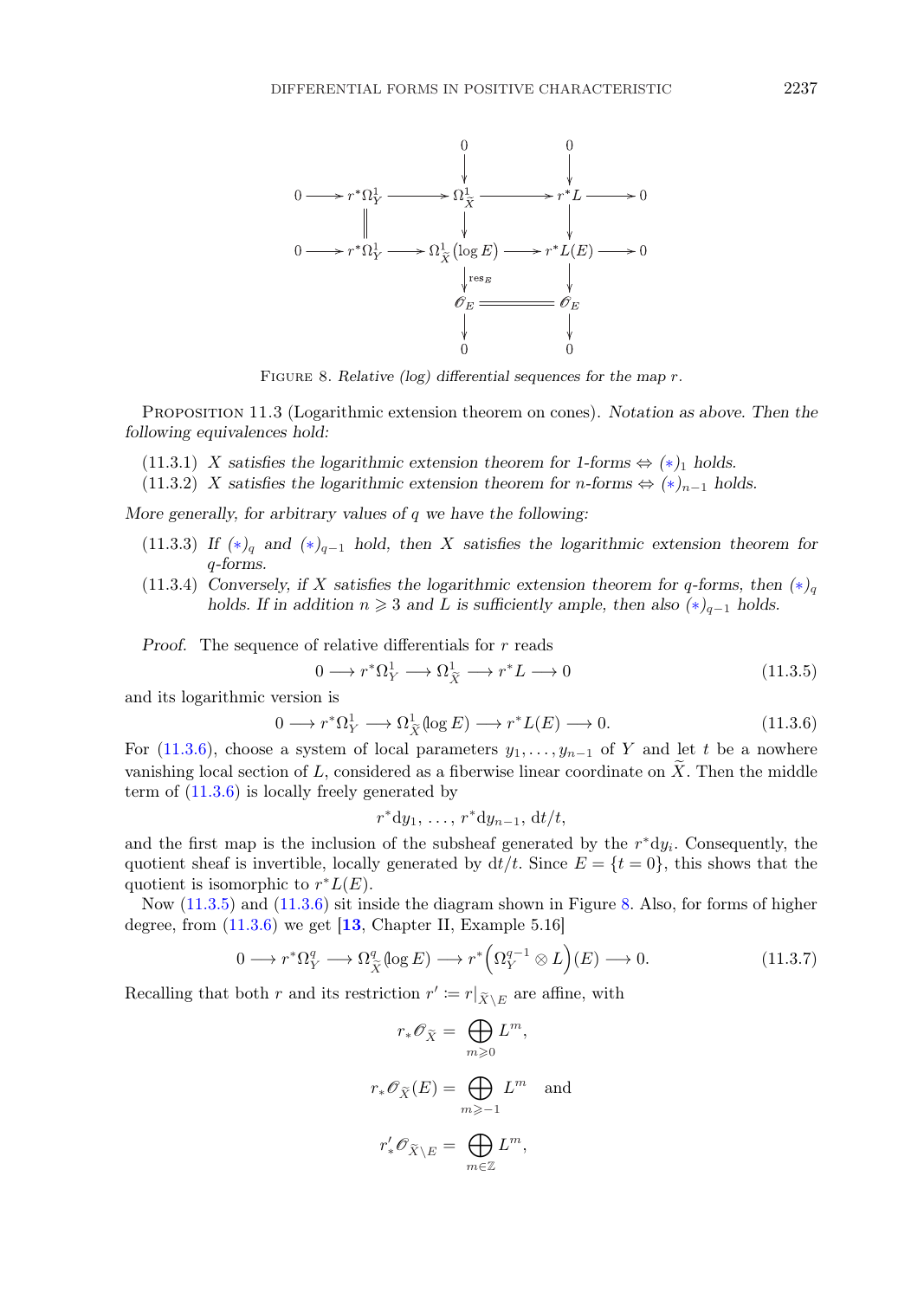$$
\begin{array}{ccccccccc}
 & & & & 0 & & 0 & & \\
 & & & & \downarrow & & \downarrow & & \\
0 & \longrightarrow & r^*\Omega^1_Y & \longrightarrow & \Omega^1_{\widetilde{X}} & \longrightarrow & r^*L & \longrightarrow & 0 \\
 & & \| & & \downarrow & & \downarrow & & \\
0 & \longrightarrow & r^*\Omega^1_Y & \longrightarrow & \Omega^1_{\widetilde{X}}(\log E) & \longrightarrow & r^*L(E) & \longrightarrow & 0 \\
 & & & & \downarrow \mathrm{res}_E & & \downarrow & & \\
 & & & & \mathscr{O}_E & = & \mathscr{O}_E & & \\
 & & & & \downarrow & & \downarrow & & \\
 & & & & 0 & & 0 & &
\end{array}
$$

FIGURE 8. *Relative (log) differential sequences for the map $r$.*

PROPOSITION 11.3 (Logarithmic extension theorem on cones). *Notation as above. Then the following equivalences hold:*

(11.3.1) *$X$ satisfies the logarithmic extension theorem for 1-forms $\Leftrightarrow$ $(*)_1$ holds.*

(11.3.2) *$X$ satisfies the logarithmic extension theorem for $n$-forms $\Leftrightarrow$ $(*)_{n-1}$ holds.*

*More generally, for arbitrary values of $q$ we have the following:*

(11.3.3) *If $(*)_q$ and $(*)_{q-1}$ hold, then $X$ satisfies the logarithmic extension theorem for $q$-forms.*

(11.3.4) *Conversely, if $X$ satisfies the logarithmic extension theorem for $q$-forms, then $(*)_q$ holds. If in addition $n \geqslant 3$ and $L$ is sufficiently ample, then also $(*)_{q-1}$ holds.*

*Proof.* The sequence of relative differentials for $r$ reads

$$0 \longrightarrow r^*\Omega^1_Y \longrightarrow \Omega^1_{\widetilde{X}} \longrightarrow r^*L \longrightarrow 0 \tag{11.3.5}$$

and its logarithmic version is

$$0 \longrightarrow r^*\Omega^1_Y \longrightarrow \Omega^1_{\widetilde{X}}(\log E) \longrightarrow r^*L(E) \longrightarrow 0. \tag{11.3.6}$$

For (11.3.6), choose a system of local parameters $y_1, \ldots, y_{n-1}$ of $Y$ and let $t$ be a nowhere vanishing local section of $L$, considered as a fiberwise linear coordinate on $\widetilde{X}$. Then the middle term of (11.3.6) is locally freely generated by

$$r^*\mathrm{d}y_1, \ldots, r^*\mathrm{d}y_{n-1}, \mathrm{d}t/t,$$

and the first map is the inclusion of the subsheaf generated by the $r^*\mathrm{d}y_i$. Consequently, the quotient sheaf is invertible, locally generated by $\mathrm{d}t/t$. Since $E = \{t = 0\}$, this shows that the quotient is isomorphic to $r^*L(E)$.

Now (11.3.5) and (11.3.6) sit inside the diagram shown in Figure 8. Also, for forms of higher degree, from (11.3.6) we get [**13**, Chapter II, Example 5.16]

$$0 \longrightarrow r^*\Omega^q_Y \longrightarrow \Omega^q_{\widetilde{X}}(\log E) \longrightarrow r^*\Big(\Omega^{q-1}_Y \otimes L\Big)(E) \longrightarrow 0. \tag{11.3.7}$$

Recalling that both $r$ and its restriction $r' := r|_{\widetilde{X}\setminus E}$ are affine, with

$$r_*\mathscr{O}_{\widetilde{X}} = \bigoplus_{m \geqslant 0} L^m,$$

$$r_*\mathscr{O}_{\widetilde{X}}(E) = \bigoplus_{m \geqslant -1} L^m \quad \text{and}$$

$$r'_*\mathscr{O}_{\widetilde{X}\setminus E} = \bigoplus_{m \in \mathbb{Z}} L^m,$$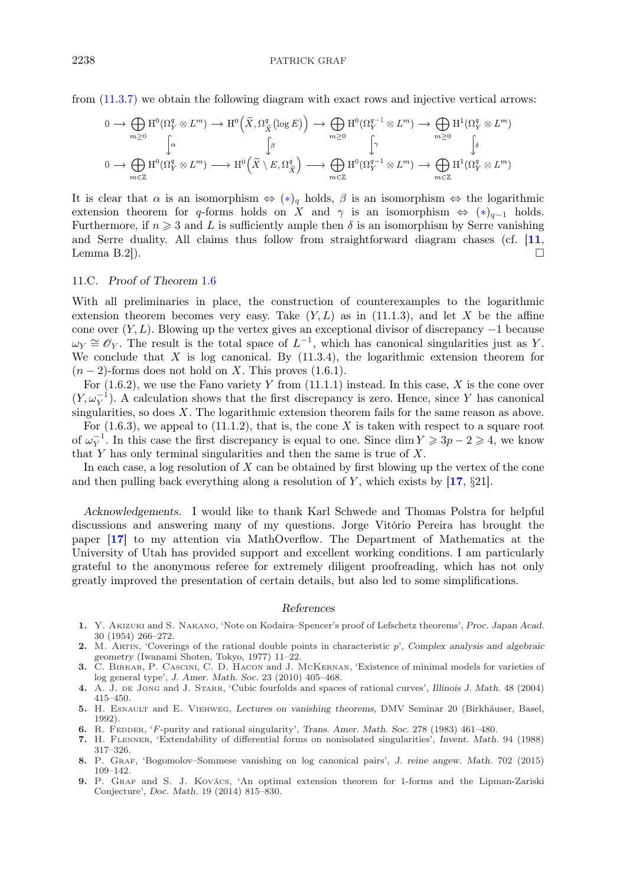from (11.3.7) we obtain the following diagram with exact rows and injective vertical arrows:

$$
\begin{array}{ccccccccc}
0 \longrightarrow & \bigoplus_{m \geqslant 0} \mathrm{H}^0(\Omega_Y^q \otimes L^m) & \longrightarrow & \mathrm{H}^0\Big(\widetilde{X}, \Omega^q_{\widetilde{X}}(\log E)\Big) & \longrightarrow & \bigoplus_{m \geqslant 0} \mathrm{H}^0(\Omega_Y^{q-1} \otimes L^m) & \longrightarrow & \bigoplus_{m \geqslant 0} \mathrm{H}^1(\Omega_Y^q \otimes L^m) \\
& \Big\downarrow \alpha & & \Big\downarrow \beta & & \Big\downarrow \gamma & & \Big\downarrow \delta \\
0 \longrightarrow & \bigoplus_{m \in \mathbb{Z}} \mathrm{H}^0(\Omega_Y^q \otimes L^m) & \longrightarrow & \mathrm{H}^0\Big(\widetilde{X} \setminus E, \Omega^q_{\widetilde{X}}\Big) & \longrightarrow & \bigoplus_{m \in \mathbb{Z}} \mathrm{H}^0(\Omega_Y^{q-1} \otimes L^m) & \longrightarrow & \bigoplus_{m \in \mathbb{Z}} \mathrm{H}^1(\Omega_Y^q \otimes L^m)
\end{array}
$$

It is clear that $\alpha$ is an isomorphism $\Leftrightarrow$ $(*)_q$ holds, $\beta$ is an isomorphism $\Leftrightarrow$ the logarithmic extension theorem for $q$-forms holds on $X$ and $\gamma$ is an isomorphism $\Leftrightarrow$ $(*)_{q-1}$ holds. Furthermore, if $n \geqslant 3$ and $L$ is sufficiently ample then $\delta$ is an isomorphism by Serre vanishing and Serre duality. All claims thus follow from straightforward diagram chases (cf. [11, Lemma B.2]). $\square$

### 11.C. *Proof of Theorem 1.6*

With all preliminaries in place, the construction of counterexamples to the logarithmic extension theorem becomes very easy. Take $(Y, L)$ as in (11.1.3), and let $X$ be the affine cone over $(Y, L)$. Blowing up the vertex gives an exceptional divisor of discrepancy $-1$ because $\omega_Y \cong \mathscr{O}_Y$. The result is the total space of $L^{-1}$, which has canonical singularities just as $Y$. We conclude that $X$ is log canonical. By (11.3.4), the logarithmic extension theorem for $(n-2)$-forms does not hold on $X$. This proves (1.6.1).

For (1.6.2), we use the Fano variety $Y$ from (11.1.1) instead. In this case, $X$ is the cone over $(Y, \omega_Y^{-1})$. A calculation shows that the first discrepancy is zero. Hence, since $Y$ has canonical singularities, so does $X$. The logarithmic extension theorem fails for the same reason as above.

For (1.6.3), we appeal to (11.1.2), that is, the cone $X$ is taken with respect to a square root of $\omega_Y^{-1}$. In this case the first discrepancy is equal to one. Since $\dim Y \geqslant 3p - 2 \geqslant 4$, we know that $Y$ has only terminal singularities and then the same is true of $X$.

In each case, a log resolution of $X$ can be obtained by first blowing up the vertex of the cone and then pulling back everything along a resolution of $Y$, which exists by [17, §21].

*Acknowledgements.* I would like to thank Karl Schwede and Thomas Polstra for helpful discussions and answering many of my questions. Jorge Vitório Pereira has brought the paper [17] to my attention via MathOverflow. The Department of Mathematics at the University of Utah has provided support and excellent working conditions. I am particularly grateful to the anonymous referee for extremely diligent proofreading, which has not only greatly improved the presentation of certain details, but also led to some simplifications.

## *References*

1. Y. Akizuki and S. Nakano, 'Note on Kodaira–Spencer's proof of Lefschetz theorems', *Proc. Japan Acad.* 30 (1954) 266–272.
2. M. Artin, 'Coverings of the rational double points in characteristic $p$', *Complex analysis and algebraic geometry* (Iwanami Shoten, Tokyo, 1977) 11–22.
3. C. Birkar, P. Cascini, C. D. Hacon and J. McKernan, 'Existence of minimal models for varieties of log general type', *J. Amer. Math. Soc.* 23 (2010) 405–468.
4. A. J. de Jong and J. Starr, 'Cubic fourfolds and spaces of rational curves', *Illinois J. Math.* 48 (2004) 415–450.
5. H. Esnault and E. Viehweg, *Lectures on vanishing theorems*, DMV Seminar 20 (Birkhäuser, Basel, 1992).
6. R. Fedder, '$F$-purity and rational singularity', *Trans. Amer. Math. Soc.* 278 (1983) 461–480.
7. H. Flenner, 'Extendability of differential forms on nonisolated singularities', *Invent. Math.* 94 (1988) 317–326.
8. P. Graf, 'Bogomolov–Sommese vanishing on log canonical pairs', *J. reine angew. Math.* 702 (2015) 109–142.
9. P. Graf and S. J. Kovács, 'An optimal extension theorem for 1-forms and the Lipman-Zariski Conjecture', *Doc. Math.* 19 (2014) 815–830.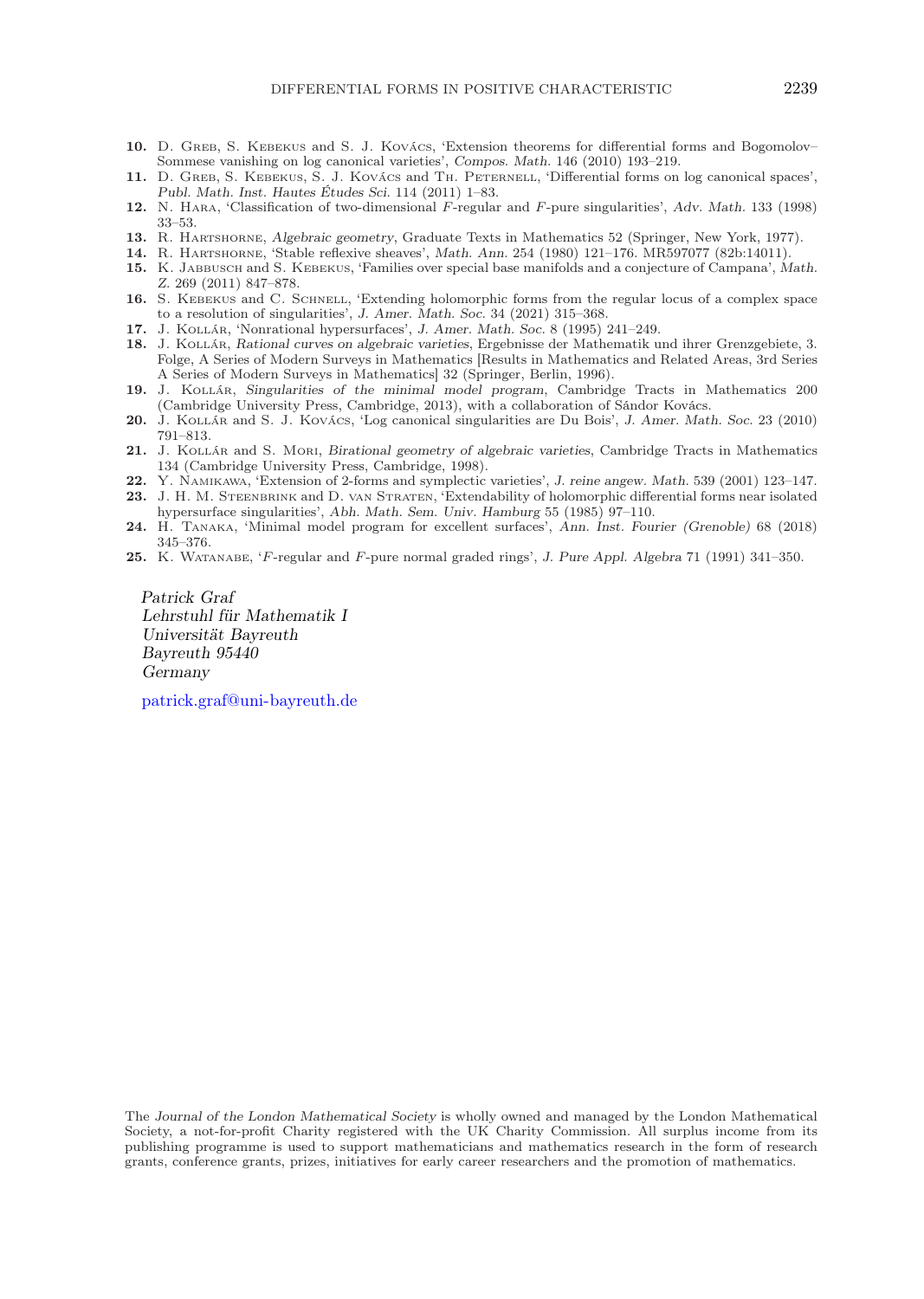**10.** D. Greb, S. Kebekus and S. J. Kovács, 'Extension theorems for differential forms and Bogomolov–Sommese vanishing on log canonical varieties', *Compos. Math.* 146 (2010) 193–219.

**11.** D. Greb, S. Kebekus, S. J. Kovács and Th. Peternell, 'Differential forms on log canonical spaces', *Publ. Math. Inst. Hautes Études Sci.* 114 (2011) 1–83.

**12.** N. Hara, 'Classification of two-dimensional $F$-regular and $F$-pure singularities', *Adv. Math.* 133 (1998) 33–53.

**13.** R. Hartshorne, *Algebraic geometry*, Graduate Texts in Mathematics 52 (Springer, New York, 1977).

**14.** R. Hartshorne, 'Stable reflexive sheaves', *Math. Ann.* 254 (1980) 121–176. MR597077 (82b:14011).

**15.** K. Jabbusch and S. Kebekus, 'Families over special base manifolds and a conjecture of Campana', *Math. Z.* 269 (2011) 847–878.

**16.** S. Kebekus and C. Schnell, 'Extending holomorphic forms from the regular locus of a complex space to a resolution of singularities', *J. Amer. Math. Soc.* 34 (2021) 315–368.

**17.** J. Kollár, 'Nonrational hypersurfaces', *J. Amer. Math. Soc.* 8 (1995) 241–249.

**18.** J. Kollár, *Rational curves on algebraic varieties*, Ergebnisse der Mathematik und ihrer Grenzgebiete, 3. Folge, A Series of Modern Surveys in Mathematics [Results in Mathematics and Related Areas, 3rd Series A Series of Modern Surveys in Mathematics] 32 (Springer, Berlin, 1996).

**19.** J. Kollár, *Singularities of the minimal model program*, Cambridge Tracts in Mathematics 200 (Cambridge University Press, Cambridge, 2013), with a collaboration of Sándor Kovács.

**20.** J. Kollár and S. J. Kovács, 'Log canonical singularities are Du Bois', *J. Amer. Math. Soc.* 23 (2010) 791–813.

**21.** J. Kollár and S. Mori, *Birational geometry of algebraic varieties*, Cambridge Tracts in Mathematics 134 (Cambridge University Press, Cambridge, 1998).

**22.** Y. Namikawa, 'Extension of 2-forms and symplectic varieties', *J. reine angew. Math.* 539 (2001) 123–147.

**23.** J. H. M. Steenbrink and D. van Straten, 'Extendability of holomorphic differential forms near isolated hypersurface singularities', *Abh. Math. Sem. Univ. Hamburg* 55 (1985) 97–110.

**24.** H. Tanaka, 'Minimal model program for excellent surfaces', *Ann. Inst. Fourier (Grenoble)* 68 (2018) 345–376.

**25.** K. Watanabe, '$F$-regular and $F$-pure normal graded rings', *J. Pure Appl. Algebra* 71 (1991) 341–350.

*Patrick Graf*
*Lehrstuhl für Mathematik I*
*Universität Bayreuth*
*Bayreuth 95440*
*Germany*

patrick.graf@uni-bayreuth.de

The *Journal of the London Mathematical Society* is wholly owned and managed by the London Mathematical Society, a not-for-profit Charity registered with the UK Charity Commission. All surplus income from its publishing programme is used to support mathematicians and mathematics research in the form of research grants, conference grants, prizes, initiatives for early career researchers and the promotion of mathematics.